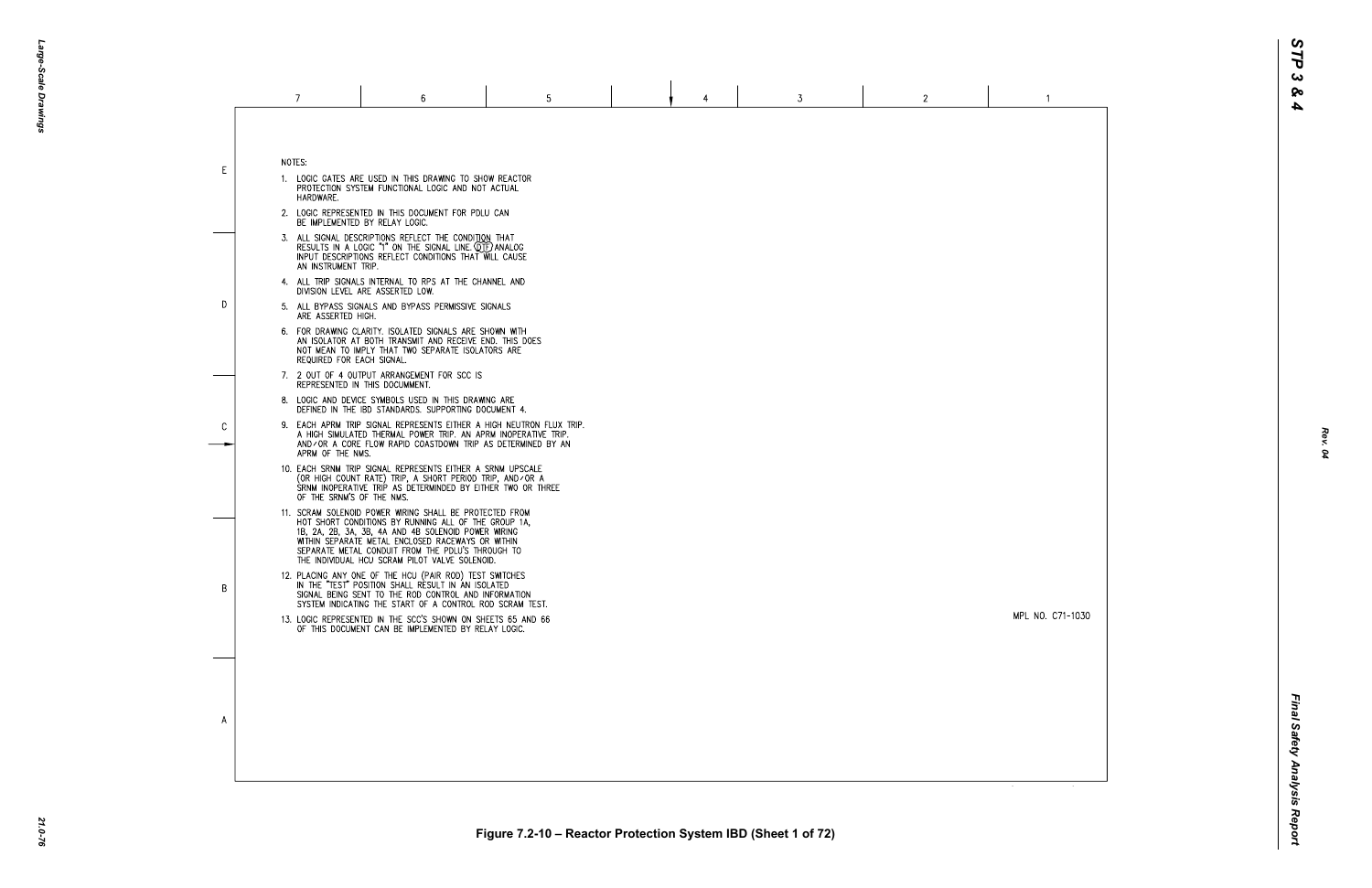NOTES:

1. LOGIC GATES ARE USED IN THIS DRAWING TO SHOW REACTOR PROTECTION SYSTEM FUNCTIONAL LOGIC AND NOT ACTUAL HARDWARE.
2. LOGIC REPRESENTED IN THIS DOCUMENT FOR PDLU CAN BE IMPLEMENTED BY RELAY LOGIC.
3. ALL SIGNAL DESCRIPTIONS REFLECT THE CONDITION THAT RESULTS IN A LOGIC "1" ON THE SIGNAL LINE. (DTF) ANALOG INPUT DESCRIPTIONS REFLECT CONDITIONS THAT WILL CAUSE AN INSTRUMENT TRIP.
4. ALL TRIP SIGNALS INTERNAL TO RPS AT THE CHANNEL AND DIVISION LEVEL ARE ASSERTED LOW.
5. ALL BYPASS SIGNALS AND BYPASS PERMISSIVE SIGNALS ARE ASSERTED HIGH.
6. FOR DRAWING CLARITY, ISOLATED SIGNALS ARE SHOWN WITH AN ISOLATOR AT BOTH TRANSMIT AND RECEIVE END. THIS DOES NOT MEAN TO IMPLY THAT TWO SEPARATE ISOLATORS ARE REQUIRED FOR EACH SIGNAL.
7. 2 OUT OF 4 OUTPUT ARRANGEMENT FOR SCC IS REPRESENTED IN THIS DOCUMMENT.
8. LOGIC AND DEVICE SYMBOLS USED IN THIS DRAWING ARE DEFINED IN THE IBD STANDARDS. SUPPORTING DOCUMENT 4.
9. EACH APRM TRIP SIGNAL REPRESENTS EITHER A HIGH NEUTRON FLUX TRIP, A HIGH SIMULATED THERMAL POWER TRIP, AN APRM INOPERATIVE TRIP, AND/OR A CORE FLOW RAPID COASTDOWN TRIP AS DETERMINED BY AN APRM OF THE NMS.
10. EACH SRNM TRIP SIGNAL REPRESENTS EITHER A SRNM UPSCALE (OR HIGH COUNT RATE) TRIP, A SHORT PERIOD TRIP, AND/OR A SRNM INOPERATIVE TRIP AS DETERMINDED BY EITHER TWO OR THREE OF THE SRNM'S OF THE NMS.
11. SCRAM SOLENOID POWER WIRING SHALL BE PROTECTED FROM HOT SHORT CONDITIONS BY RUNNING ALL OF THE GROUP 1A, 1B, 2A, 2B, 3A, 3B, 4A AND 4B SOLENOID POWER WIRING WITHIN SEPARATE METAL ENCLOSED RACEWAYS OR WITHIN SEPARATE METAL CONDUIT FROM THE PDLU'S THROUGH TO THE INDIVIDUAL HCU SCRAM PILOT VALVE SOLENOID.
12. PLACING ANY ONE OF THE HCU (PAIR ROD) TEST SWITCHES IN THE "TEST" POSITION SHALL RESULT IN AN ISOLATED SIGNAL BEING SENT TO THE ROD CONTROL AND INFORMATION SYSTEM INDICATING THE START OF A CONTROL ROD SCRAM TEST.
13. LOGIC REPRESENTED IN THE SCC'S SHOWN ON SHEETS 65 AND 66 OF THIS DOCUMENT CAN BE IMPLEMENTED BY RELAY LOGIC.

MPL NO. C71-1030

Figure 7.2-10 – Reactor Protection System IBD (Sheet 1 of 72)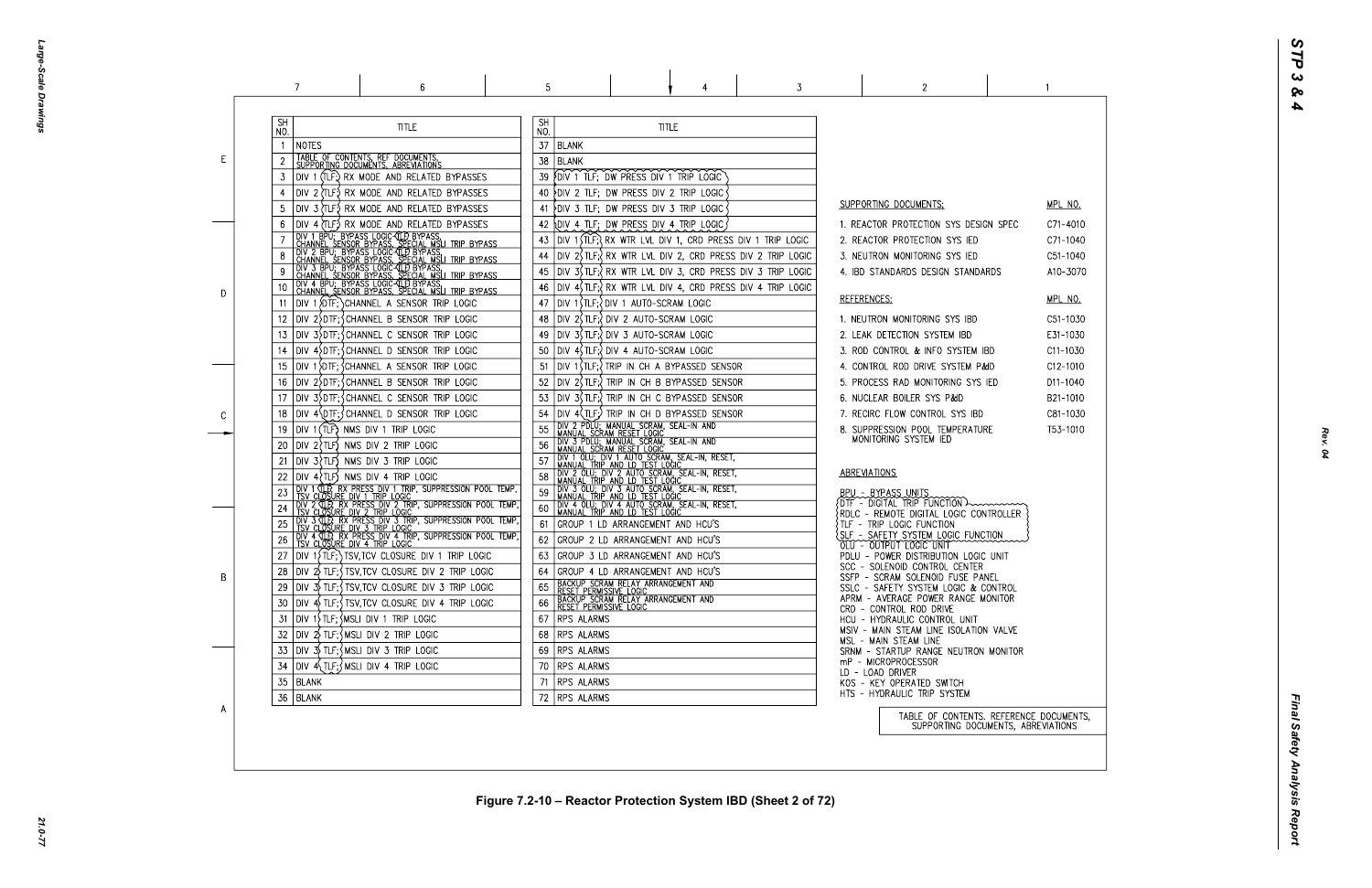| SH NO. | TITLE |
|---|---|
| 1 | NOTES |
| 2 | TABLE OF CONTENTS, REF DOCUMENTS, SUPPORTING DOCUMENTS, ABBREVIATIONS |
| 3 | DIV 1 TLF; RX MODE AND RELATED BYPASSES |
| 4 | DIV 2 TLF; RX MODE AND RELATED BYPASSES |
| 5 | DIV 3 TLF; RX MODE AND RELATED BYPASSES |
| 6 | DIV 4 TLF; RX MODE AND RELATED BYPASSES |
| 7 | DIV 1 BPU; BYPASS LOGIC TLD BYPASS, CHANNEL SENSOR BYPASS, SPECIAL MSLI TRIP BYPASS |
| 8 | DIV 2 BPU; BYPASS LOGIC TLD BYPASS, CHANNEL SENSOR BYPASS, SPECIAL MSLI TRIP BYPASS |
| 9 | DIV 3 BPU; BYPASS LOGIC TLD BYPASS, CHANNEL SENSOR BYPASS, SPECIAL MSLI TRIP BYPASS |
| 10 | DIV 4 BPU; BYPASS LOGIC TLD BYPASS, CHANNEL SENSOR BYPASS, SPECIAL MSLI TRIP BYPASS |
| 11 | DIV 1 DTF; CHANNEL A SENSOR TRIP LOGIC |
| 12 | DIV 2 DTF; CHANNEL B SENSOR TRIP LOGIC |
| 13 | DIV 3 DTF; CHANNEL C SENSOR TRIP LOGIC |
| 14 | DIV 4 DTF; CHANNEL D SENSOR TRIP LOGIC |
| 15 | DIV 1 DTF; CHANNEL A SENSOR TRIP LOGIC |
| 16 | DIV 2 DTF; CHANNEL B SENSOR TRIP LOGIC |
| 17 | DIV 3 DTF; CHANNEL C SENSOR TRIP LOGIC |
| 18 | DIV 4 DTF; CHANNEL D SENSOR TRIP LOGIC |
| 19 | DIV 1 TLF; NMS DIV 1 TRIP LOGIC |
| 20 | DIV 2 TLF; NMS DIV 2 TRIP LOGIC |
| 21 | DIV 3 TLF; NMS DIV 3 TRIP LOGIC |
| 22 | DIV 4 TLF; NMS DIV 4 TRIP LOGIC |
| 23 | DIV 1 TLD; RX PRESS DIV 1 TRIP, SUPPRESSION POOL TEMP, TSV CLOSURE DIV 1 TRIP LOGIC |
| 24 | DIV 2 TLD; RX PRESS DIV 2 TRIP, SUPPRESSION POOL TEMP, TSV CLOSURE DIV 2 TRIP LOGIC |
| 25 | DIV 3 TLD; RX PRESS DIV 3 TRIP, SUPPRESSION POOL TEMP, TSV CLOSURE DIV 3 TRIP LOGIC |
| 26 | DIV 4 TLD; RX PRESS DIV 4 TRIP, SUPPRESSION POOL TEMP, TSV CLOSURE DIV 4 TRIP LOGIC |
| 27 | DIV 1 TLF; TSV,TCV CLOSURE DIV 1 TRIP LOGIC |
| 28 | DIV 2 TLF; TSV,TCV CLOSURE DIV 2 TRIP LOGIC |
| 29 | DIV 3 TLF; TSV,TCV CLOSURE DIV 3 TRIP LOGIC |
| 30 | DIV 4 TLF; TSV,TCV CLOSURE DIV 4 TRIP LOGIC |
| 31 | DIV 1 TLF; MSLI DIV 1 TRIP LOGIC |
| 32 | DIV 2 TLF; MSLI DIV 2 TRIP LOGIC |
| 33 | DIV 3 TLF; MSLI DIV 3 TRIP LOGIC |
| 34 | DIV 4 TLF; MSLI DIV 4 TRIP LOGIC |
| 35 | BLANK |
| 36 | BLANK |

| SH NO. | TITLE |
|---|---|
| 37 | BLANK |
| 38 | BLANK |
| 39 | DIV 1 TLF; DW PRESS DIV 1 TRIP LOGIC |
| 40 | DIV 2 TLF; DW PRESS DIV 2 TRIP LOGIC |
| 41 | DIV 3 TLF; DW PRESS DIV 3 TRIP LOGIC |
| 42 | DIV 4 TLF; DW PRESS DIV 4 TRIP LOGIC |
| 43 | DIV 1 TLF; RX WTR LVL DIV 1, CRD PRESS DIV 1 TRIP LOGIC |
| 44 | DIV 2 TLF; RX WTR LVL DIV 2, CRD PRESS DIV 2 TRIP LOGIC |
| 45 | DIV 3 TLF; RX WTR LVL DIV 3, CRD PRESS DIV 3 TRIP LOGIC |
| 46 | DIV 4 TLF; RX WTR LVL DIV 4, CRD PRESS DIV 4 TRIP LOGIC |
| 47 | DIV 1 TLF; DIV 1 AUTO-SCRAM LOGIC |
| 48 | DIV 2 TLF; DIV 2 AUTO-SCRAM LOGIC |
| 49 | DIV 3 TLF; DIV 3 AUTO-SCRAM LOGIC |
| 50 | DIV 4 TLF; DIV 4 AUTO-SCRAM LOGIC |
| 51 | DIV 1 TLF; TRIP IN CH A BYPASSED SENSOR |
| 52 | DIV 2 TLF; TRIP IN CH B BYPASSED SENSOR |
| 53 | DIV 3 TLF; TRIP IN CH C BYPASSED SENSOR |
| 54 | DIV 4 TLF; TRIP IN CH D BYPASSED SENSOR |
| 55 | DIV 2 PDLU; MANUAL SCRAM, SEAL-IN AND MANUAL SCRAM RESET LOGIC |
| 56 | DIV 3 PDLU; MANUAL SCRAM, SEAL-IN AND MANUAL SCRAM RESET LOGIC |
| 57 | DIV 1 OLU; DIV 1 AUTO SCRAM, SEAL-IN, RESET, MANUAL TRIP AND LD TEST LOGIC |
| 58 | DIV 2 OLU; DIV 2 AUTO SCRAM, SEAL-IN, RESET, MANUAL TRIP AND LD TEST LOGIC |
| 59 | DIV 3 OLU; DIV 3 AUTO SCRAM, SEAL-IN, RESET, MANUAL TRIP AND LD TEST LOGIC |
| 60 | DIV 4 OLU; DIV 4 AUTO SCRAM, SEAL-IN, RESET, MANUAL TRIP AND LD TEST LOGIC |
| 61 | GROUP 1 LD ARRANGEMENT AND HCU'S |
| 62 | GROUP 2 LD ARRANGEMENT AND HCU'S |
| 63 | GROUP 3 LD ARRANGEMENT AND HCU'S |
| 64 | GROUP 4 LD ARRANGEMENT AND HCU'S |
| 65 | BACKUP SCRAM RELAY ARRANGEMENT AND RESET PERMISSIVE LOGIC |
| 66 | BACKUP SCRAM RELAY ARRANGEMENT AND RESET PERMISSIVE LOGIC |
| 67 | RPS ALARMS |
| 68 | RPS ALARMS |
| 69 | RPS ALARMS |
| 70 | RPS ALARMS |
| 71 | RPS ALARMS |
| 72 | RPS ALARMS |

| SUPPORTING DOCUMENTS: | MPL NO. |
|---|---|
| 1. REACTOR PROTECTION SYS DESIGN SPEC | C71-4010 |
| 2. REACTOR PROTECTION SYS IED | C71-1040 |
| 3. NEUTRON MONITORING SYS IED | C51-1040 |
| 4. IBD STANDARDS DESIGN STANDARDS | A10-3070 |

| REFERENCES: | MPL NO. |
|---|---|
| 1. NEUTRON MONITORING SYS IBD | C51-1030 |
| 2. LEAK DETECTION SYSTEM IBD | E31-1030 |
| 3. ROD CONTROL & INFO SYSTEM IBD | C11-1030 |
| 4. CONTROL ROD DRIVE SYSTEM P&ID | C12-1010 |
| 5. PROCESS RAD MONITORING SYS IED | D11-1040 |
| 6. NUCLEAR BOILER SYS P&ID | B21-1010 |
| 7. RECIRC FLOW CONTROL SYS IBD | C81-1030 |
| 8. SUPPRESSION POOL TEMPERATURE MONITORING SYSTEM IED | T53-1010 |

ABBREVIATIONS

- BPU - BYPASS UNITS
- DTF - DIGITAL TRIP FUNCTION
- RDLC - REMOTE DIGITAL LOGIC CONTROLLER
- TLF - TRIP LOGIC FUNCTION
- SLF - SAFETY SYSTEM LOGIC FUNCTION
- OLU - OUTPUT LOGIC UNIT
- PDLU - POWER DISTRIBUTION LOGIC UNIT
- SCC - SOLENOID CONTROL CENTER
- SSFP - SCRAM SOLENOID FUSE PANEL
- SSLC - SAFETY SYSTEM LOGIC & CONTROL
- APRM - AVERAGE POWER RANGE MONITOR
- CRD - CONTROL ROD DRIVE
- HCU - HYDRAULIC CONTROL UNIT
- MSIV - MAIN STEAM LINE ISOLATION VALVE
- MSL - MAIN STEAM LINE
- SRNM - STARTUP RANGE NEUTRON MONITOR
- mP - MICROPROCESSOR
- LD - LOAD DRIVER
- KOS - KEY OPERATED SWITCH
- HTS - HYDRAULIC TRIP SYSTEM

TABLE OF CONTENTS, REFERENCE DOCUMENTS, SUPPORTING DOCUMENTS, ABBREVIATIONS

Figure 7.2-10 – Reactor Protection System IBD (Sheet 2 of 72)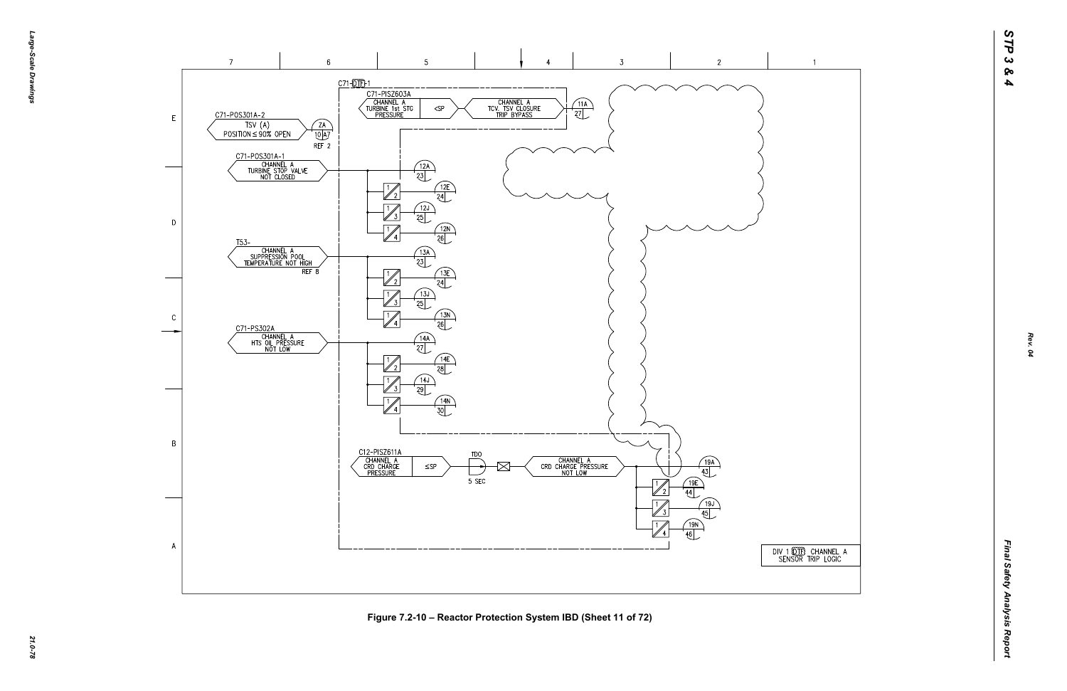C71-DTF-1

C71-PISZ603A

CHANNEL A TURBINE 1st STG PRESSURE | <SP | CHANNEL A TCV, TSV CLOSURE TRIP BYPASS | 11A 27

C71-POS301A-2

TSV (A) POSITION ≤ 90% OPEN | ZA 10 A7 REF 2

C71-POS301A-1

CHANNEL A TURBINE STOP VALVE NOT CLOSED | 12A 23 | 12E 24 | 12J 25 | 12N 26

T53-

CHANNEL A SUPPRESSION POOL TEMPERATURE NOT HIGH REF 8 | 13A 23 | 13E 24 | 13J 25 | 13N 26

C71-PS302A

CHANNEL A HTS OIL PRESSURE NOT LOW | 14A 27 | 14E 28 | 14J 29 | 14N 30

C12-PISZ611A

CHANNEL A CRD CHARGE PRESSURE | ≤SP | TDO 5 SEC | CHANNEL A CRD CHARGE PRESSURE NOT LOW | 19A 43 | 19E 44 | 19J 45 | 19N 46

DIV 1 DTF CHANNEL A SENSOR TRIP LOGIC

Figure 7.2-10 – Reactor Protection System IBD (Sheet 11 of 72)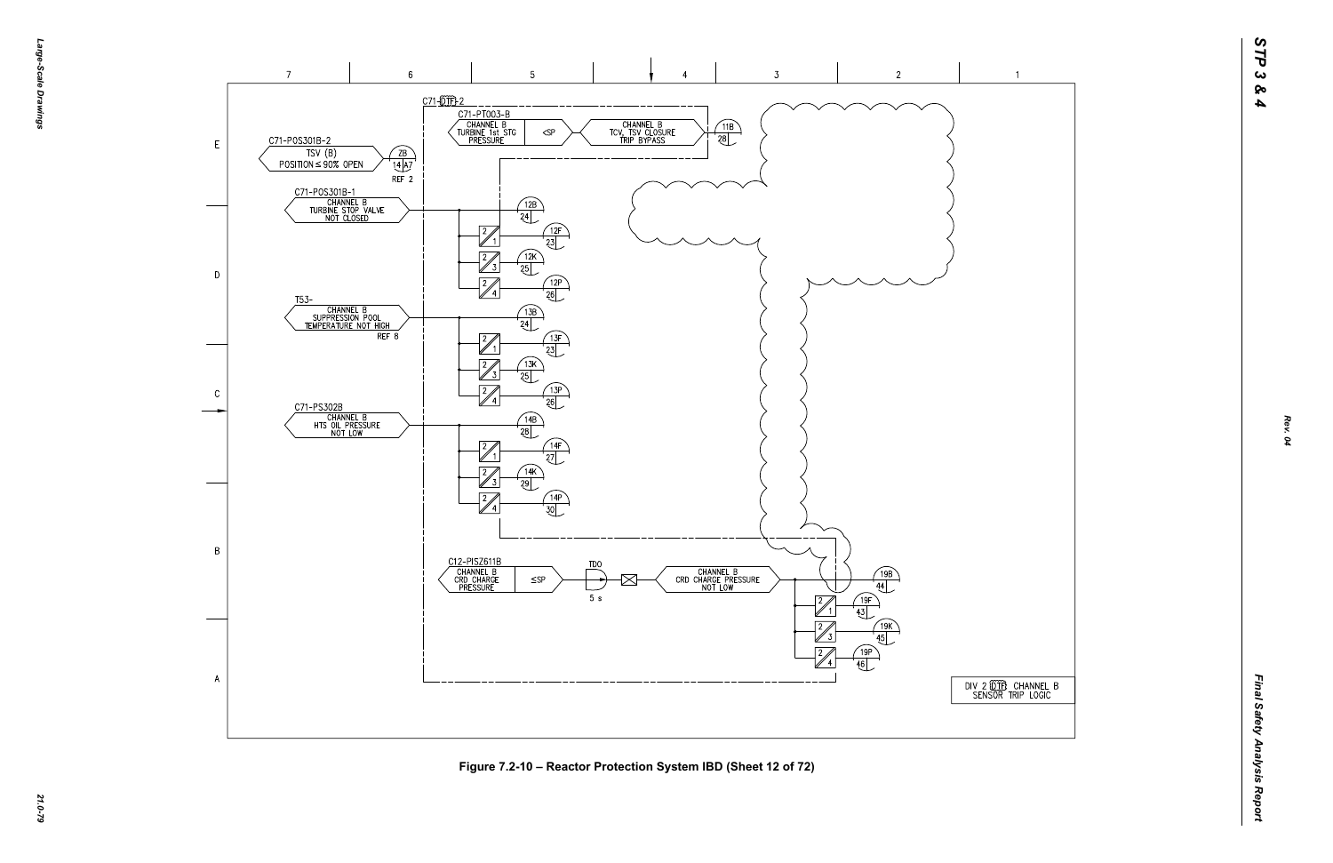C71-DTF-2

C71-PT003-B

CHANNEL B TURBINE 1st STG PRESSURE

<SP

CHANNEL B TCV, TSV CLOSURE TRIP BYPASS

11B 28

C71-POS301B-2

TSV (B) POSITION ≤ 90% OPEN

ZB 14 A7 REF 2

C71-POS301B-1

CHANNEL B TURBINE STOP VALVE NOT CLOSED

12B 24

12F 23

12K 25

12P 26

T53-

CHANNEL B SUPPRESSION POOL TEMPERATURE NOT HIGH

REF 8

13B 24

13F 23

13K 25

13P 26

C71-PS302B

CHANNEL B HTS OIL PRESSURE NOT LOW

14B 28

14F 27

14K 29

14P 30

C12-PISZ611B

CHANNEL B CRD CHARGE PRESSURE

≤SP

TDO

5 s

CHANNEL B CRD CHARGE PRESSURE NOT LOW

19B 44

19F 43

19K 45

19P 46

DIV 2 DTF CHANNEL B SENSOR TRIP LOGIC

Figure 7.2-10 – Reactor Protection System IBD (Sheet 12 of 72)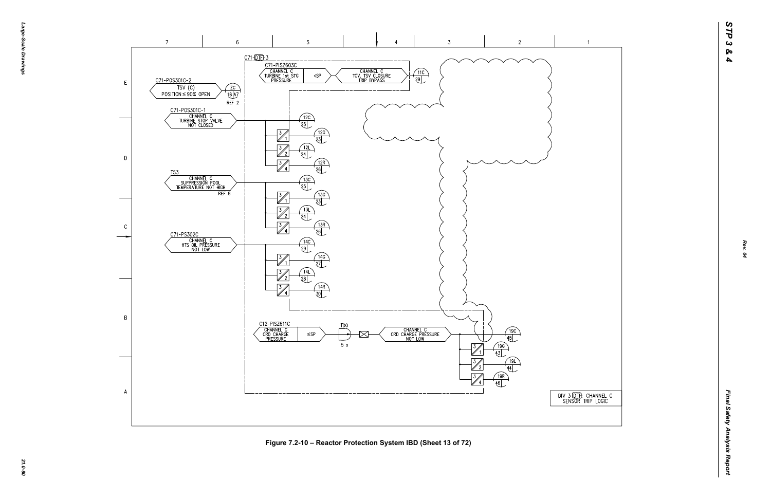C71-DTF-3

C71-PISZ603C
CHANNEL C
TURBINE 1st STG
PRESSURE

<SP

CHANNEL C
TCV, TSV CLOSURE
TRIP BYPASS

11C
29

C71-POS301C-2
TSV (C)
POSITION ≤ 90% OPEN

ZC
18 A7
REF 2

C71-POS301C-1
CHANNEL C
TURBINE STOP VALVE
NOT CLOSED

12C 25
12G 23
12L 24
12R 26

T53
CHANNEL C
SUPPRESSION POOL
TEMPERATURE NOT HIGH
REF 8

13C 25
13G 23
13L 24
13R 26

C71-PS302C
CHANNEL C
HTS OIL PRESSURE
NOT LOW

14C 29
14G 27
14L 28
14R 30

C12-PISZ611C
CHANNEL C
CRD CHARGE
PRESSURE

≤SP

TDO
5 s

CHANNEL C
CRD CHARGE PRESSURE
NOT LOW

19C 45
19G 43
19L 44
19R 46

DIV 3 DTF CHANNEL C
SENSOR TRIP LOGIC

Figure 7.2-10 – Reactor Protection System IBD (Sheet 13 of 72)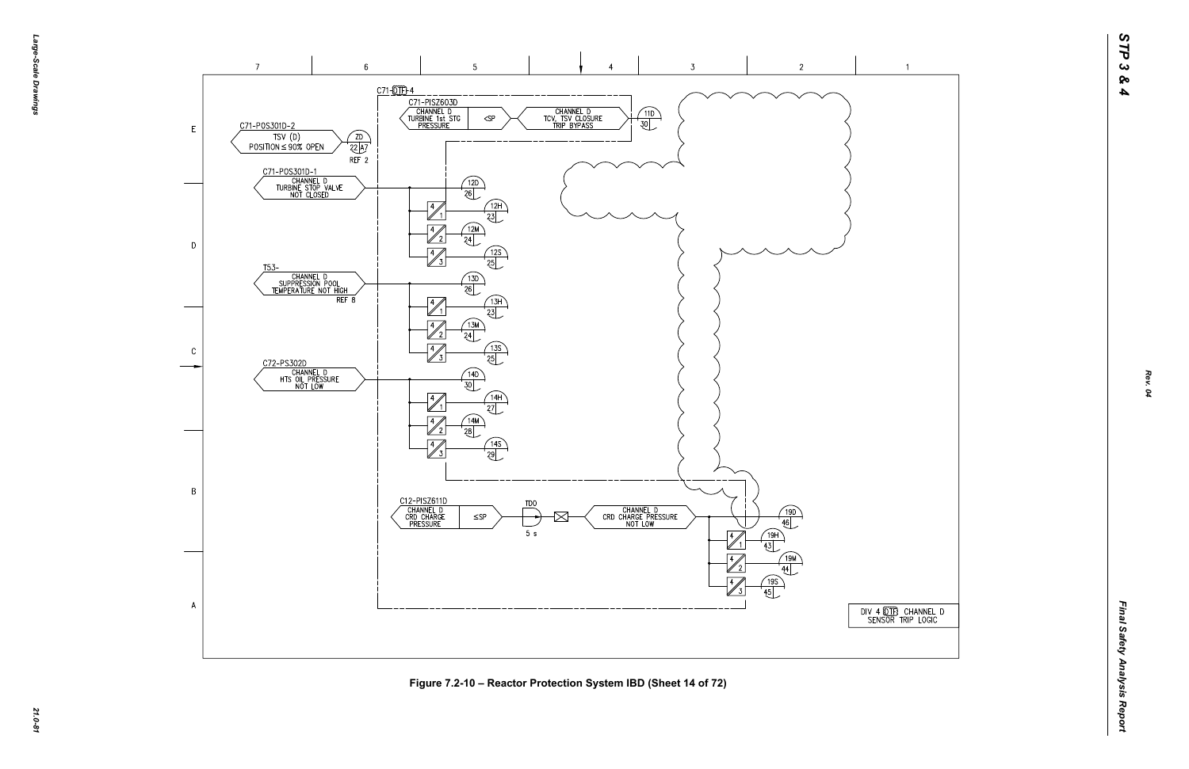C71-DTF-4

C71-PISZ603D
CHANNEL D TURBINE 1st STG PRESSURE | <SP | CHANNEL D TCV, TSV CLOSURE TRIP BYPASS | 11D 30

C71-POS301D-2
TSV (D) POSITION ≤ 90% OPEN | ZD 22 A7 REF 2

C71-POS301D-1
CHANNEL D TURBINE STOP VALVE NOT CLOSED | 12D 26 | 12H 23 | 12M 24 | 12S 25

T53-
CHANNEL D SUPPRESSION POOL TEMPERATURE NOT HIGH REF 8 | 13D 26 | 13H 23 | 13M 24 | 13S 25

C72-PS302D
CHANNEL D HTS OIL PRESSURE NOT LOW | 14D 30 | 14H 27 | 14M 28 | 14S 29

C12-PISZ611D
CHANNEL D CRD CHARGE PRESSURE | ≤SP | TDO 5 s | CHANNEL D CRD CHARGE PRESSURE NOT LOW | 19D 46 | 19H 43 | 19M 44 | 19S 45

DIV 4 DTF CHANNEL D SENSOR TRIP LOGIC

Figure 7.2-10 – Reactor Protection System IBD (Sheet 14 of 72)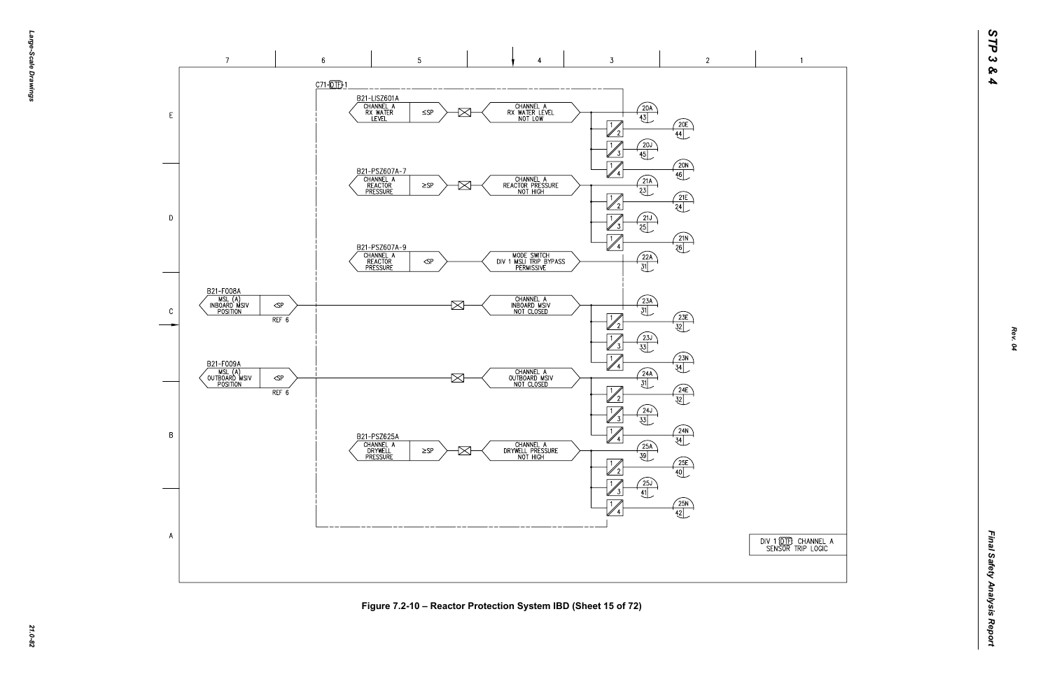C71-DTF-1

B21-LISZ601A
CHANNEL A RX WATER LEVEL ≤SP → CHANNEL A RX WATER LEVEL NOT LOW → 20A 43; 1/2 20E 44; 1/3 20J 45; 1/4 20N 46

B21-PSZ607A-7
CHANNEL A REACTOR PRESSURE ≥SP → CHANNEL A REACTOR PRESSURE NOT HIGH → 21A 23; 1/2 21E 24; 1/3 21J 25; 1/4 21N 26

B21-PSZ607A-9
CHANNEL A REACTOR PRESSURE <SP → MODE SWITCH DIV 1 MSLI TRIP BYPASS PERMISSIVE → 22A 31

B21-F008A
MSL (A) INBOARD MSIV POSITION <SP REF 6 → CHANNEL A INBOARD MSIV NOT CLOSED → 23A 31; 1/2 23E 32; 1/3 23J 33; 1/4 23N 34

B21-F009A
MSL (A) OUTBOARD MSIV POSITION <SP REF 6 → CHANNEL A OUTBOARD MSIV NOT CLOSED → 24A 31; 1/2 24E 32; 1/3 24J 33; 1/4 24N 34

B21-PSZ625A
CHANNEL A DRYWELL PRESSURE ≥SP → CHANNEL A DRYWELL PRESSURE NOT HIGH → 25A 39; 1/2 25E 40; 1/3 25J 41; 1/4 25N 42

DIV 1 DTF CHANNEL A SENSOR TRIP LOGIC

Figure 7.2-10 – Reactor Protection System IBD (Sheet 15 of 72)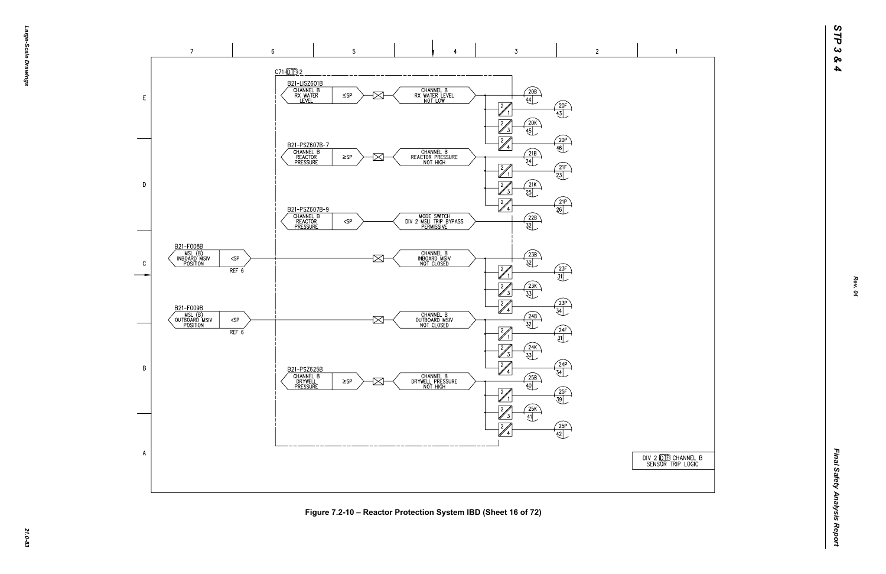C71-DTF-2

B21-LISZ601B
CHANNEL B RX WATER LEVEL ≤SP → CHANNEL B RX WATER LEVEL NOT LOW → 20B 44; 2/1 20F 43; 2/3 20K 45; 2/4 20P 46

B21-PSZ607B-7
CHANNEL B REACTOR PRESSURE ≥SP → CHANNEL B REACTOR PRESSURE NOT HIGH → 21B 24; 2/1 21F 23; 2/3 21K 25; 2/4 21P 26

B21-PSZ607B-9
CHANNEL B REACTOR PRESSURE <SP → MODE SWITCH DIV 2 MSLI TRIP BYPASS PERMISSIVE → 22B 32

B21-F008B
MSL (B) INBOARD MSIV POSITION <SP REF 6 → CHANNEL B INBOARD MSIV NOT CLOSED → 23B 32; 2/1 23F 31; 2/3 23K 33; 2/4 23P 34

B21-F009B
MSL (B) OUTBOARD MSIV POSITION <SP REF 6 → CHANNEL B OUTBOARD MSIV NOT CLOSED → 24B 32; 2/1 24F 31; 2/3 24K 33; 2/4 24P 34

B21-PSZ625B
CHANNEL B DRYWELL PRESSURE ≥SP → CHANNEL B DRYWELL PRESSURE NOT HIGH → 25B 40; 2/1 25F 39; 2/3 25K 41; 2/4 25P 42

DIV 2 DTF CHANNEL B SENSOR TRIP LOGIC

Figure 7.2-10 – Reactor Protection System IBD (Sheet 16 of 72)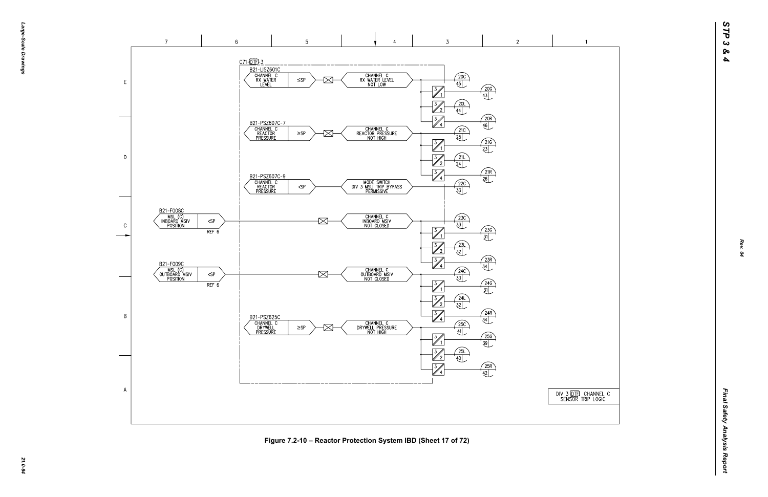C71-DTF-3

B21-LISZ601C

CHANNEL C RX WATER LEVEL ≤SP

CHANNEL C RX WATER LEVEL NOT LOW

20C 45

20G 43

20L 44

20R 46

B21-PSZ607C-7

CHANNEL C REACTOR PRESSURE ≥SP

CHANNEL C REACTOR PRESSURE NOT HIGH

21C 25

21G 23

21L 24

21R 26

B21-PSZ607C-9

CHANNEL C REACTOR PRESSURE <SP

MODE SWITCH DIV 3 MSLI TRIP BYPASS PERMISSIVE

22C 33

B21-F008C

MSL (C) INBOARD MSIV POSITION <SP

REF 6

CHANNEL C INBOARD MSIV NOT CLOSED

23C 33

23G 31

23L 32

23R 34

B21-F009C

MSL (C) OUTBOARD MSIV POSITION <SP

REF 6

CHANNEL C OUTBOARD MSIV NOT CLOSED

24C 33

24G 31

24L 32

24R 34

B21-PSZ625C

CHANNEL C DRYWELL PRESSURE ≥SP

CHANNEL C DRYWELL PRESSURE NOT HIGH

25C 41

25G 39

25L 40

25R 42

DIV 3 DTF CHANNEL C SENSOR TRIP LOGIC

Figure 7.2-10 – Reactor Protection System IBD (Sheet 17 of 72)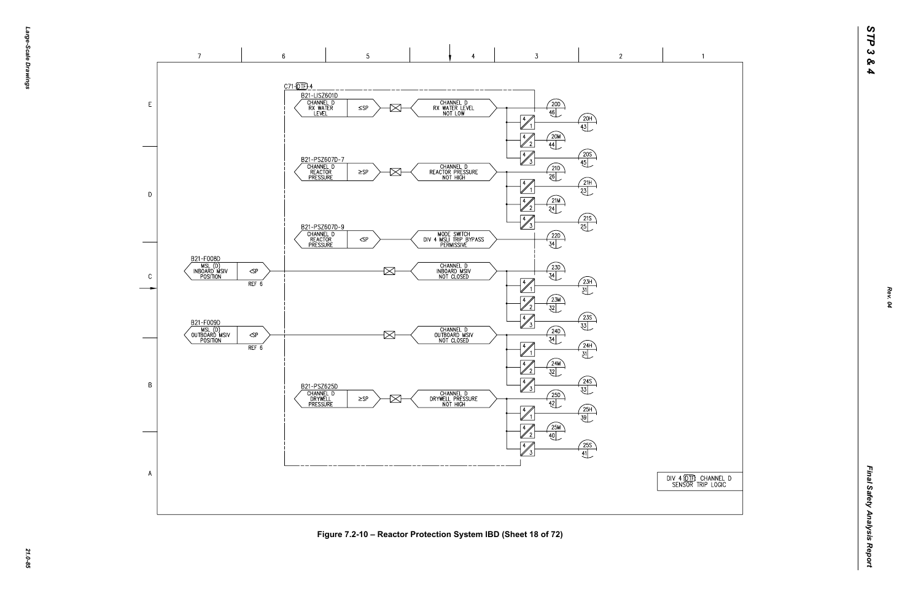C71-DTF-4

B21-LISZ601D
CHANNEL D RX WATER LEVEL — ≤SP — CHANNEL D RX WATER LEVEL NOT LOW
20D 46 · 20H 43 · 20M 44 · 20S 45

B21-PSZ607D-7
CHANNEL D REACTOR PRESSURE — ≥SP — CHANNEL D REACTOR PRESSURE NOT HIGH
21D 26 · 21H 23 · 21M 24 · 21S 25

B21-PSZ607D-9
CHANNEL D REACTOR PRESSURE — <SP — MODE SWITCH DIV 4 MSLI TRIP BYPASS PERMISSIVE
22D 34

B21-F008D
MSL (D) INBOARD MSIV POSITION — <SP — REF 6 — CHANNEL D INBOARD MSIV NOT CLOSED
23D 34 · 23H 31 · 23M 32 · 23S 33

B21-F009D
MSL (D) OUTBOARD MSIV POSITION — <SP — REF 6 — CHANNEL D OUTBOARD MSIV NOT CLOSED
24D 34 · 24H 31 · 24M 32 · 24S 33

B21-PSZ625D
CHANNEL D DRYWELL PRESSURE — ≥SP — CHANNEL D DRYWELL PRESSURE NOT HIGH
25D 42 · 25H 39 · 25M 40 · 25S 41

DIV 4 DTF CHANNEL D SENSOR TRIP LOGIC

Figure 7.2-10 – Reactor Protection System IBD (Sheet 18 of 72)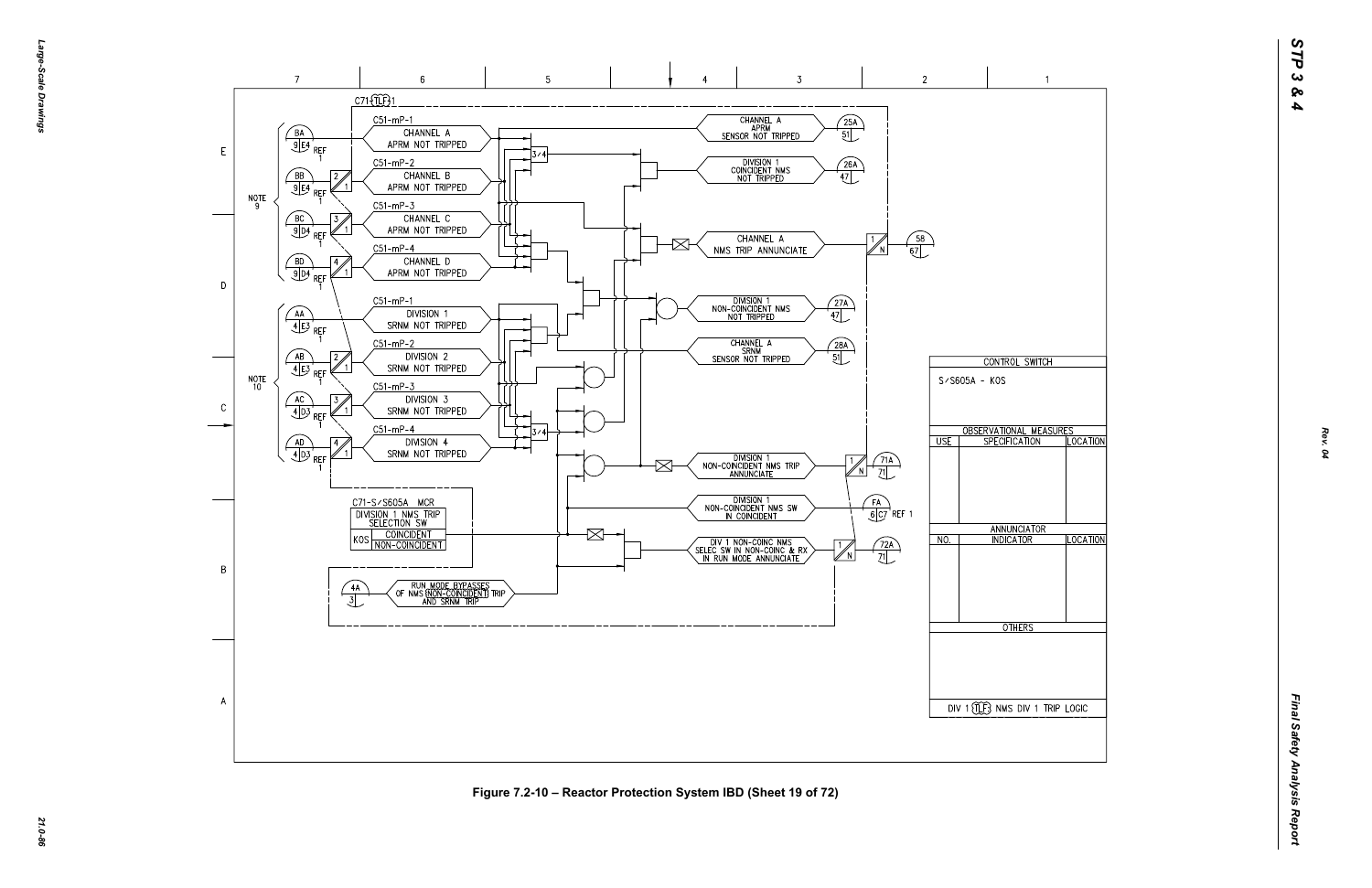| CONTROL SWITCH | | |
|---|---|---|
| S/S605A - KOS | | |
| OBSERVATIONAL MEASURES | | |
| USE | SPECIFICATION | LOCATION |
| | | |
| ANNUNCIATOR | | |
| NO. | INDICATOR | LOCATION |
| | | |
| OTHERS | | |
| DIV 1 (TLF) NMS DIV 1 TRIP LOGIC | | |

Figure 7.2-10 – Reactor Protection System IBD (Sheet 19 of 72)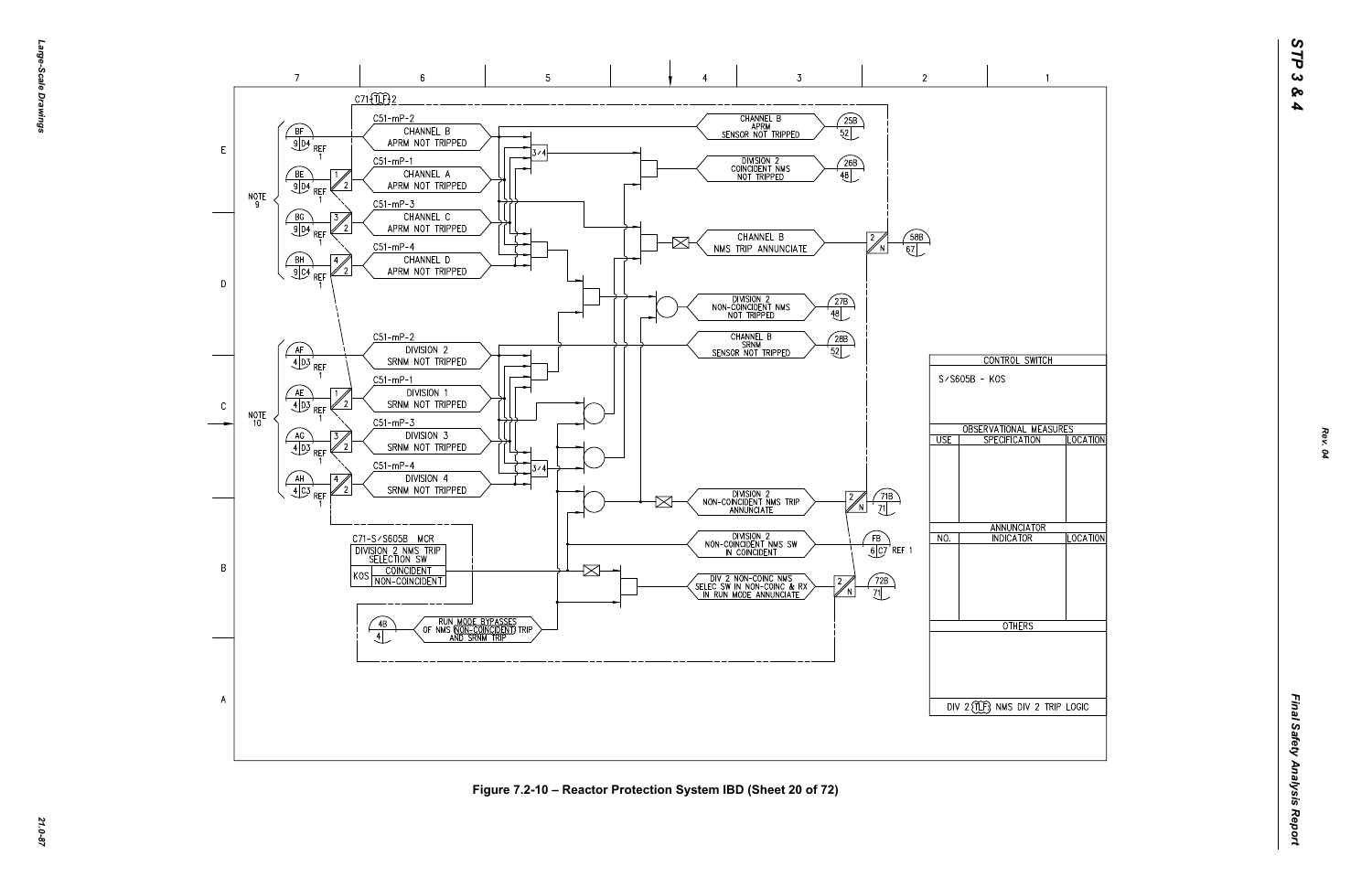| CONTROL SWITCH | | |
|---|---|---|
| S/S605B - KOS | | |
| OBSERVATIONAL MEASURES | | |
| USE | SPECIFICATION | LOCATION |
| | | |
| ANNUNCIATOR | | |
| NO. | INDICATOR | LOCATION |
| | | |
| OTHERS | | |
| DIV 2 (TLF) NMS DIV 2 TRIP LOGIC | | |

Figure 7.2-10 – Reactor Protection System IBD (Sheet 20 of 72)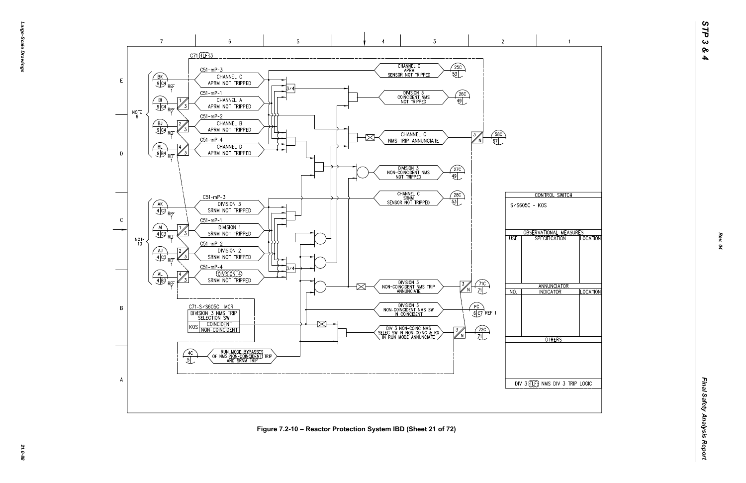C71-(TLF)3

C51-mP-3 — CHANNEL C APRM NOT TRIPPED (BK 9|C4 REF 1)

C51-mP-1 — CHANNEL A APRM NOT TRIPPED (BI 9|C4 REF 1)

C51-mP-2 — CHANNEL B APRM NOT TRIPPED (BJ 9|C4 REF 1)

C51-mP-4 — CHANNEL D APRM NOT TRIPPED (BL 9|B4 REF 1)

NOTE 9

CHANNEL C APRM SENSOR NOT TRIPPED (25C 53)

DIVISION 3 COINCIDENT NMS NOT TRIPPED (26C 49)

CHANNEL C NMS TRIP ANNUNCIATE (58C 67)

DIVISION 3 NON-COINCIDENT NMS NOT TRIPPED (27C 49)

CHANNEL C SRNM SENSOR NOT TRIPPED (28C 53)

C51-mP-3 — DIVISION 3 SRNM NOT TRIPPED (AK 4|C3 REF 1)

C51-mP-1 — DIVISION 1 SRNM NOT TRIPPED (AI 4|C3 REF 1)

C51-mP-2 — DIVISION 2 SRNM NOT TRIPPED (AJ 4|C3 REF 1)

C51-mP-4 — DIVISION 4 SRNM NOT TRIPPED (AL 4|B3 REF 1)

NOTE 10

DIVISION 3 NON-COINCIDENT NMS TRIP ANNUNCIATE (71C 71)

DIVISION 3 NON-COINCIDENT NMS SW IN COINCIDENT (FC 6|C7 REF 1)

DIV 3 NON-COINC NMS SELEC SW IN NON-COINC & RX IN RUN MODE ANNUNCIATE (72C 71)

C71-S/S605C MCR

| DIVISION 3 NMS TRIP SELECTION SW | |
|---|---|
| KOS | COINCIDENT |
| | NON-COINCIDENT |

RUN MODE BYPASSES OF NMS (NON-COINCIDENT) TRIP AND SRNM TRIP (4C 5)

| CONTROL SWITCH | | |
|---|---|---|
| S/S605C - KOS | | |
| **OBSERVATIONAL MEASURES** | | |
| USE | SPECIFICATION | LOCATION |
| | | |
| **ANNUNCIATOR** | | |
| NO. | INDICATOR | LOCATION |
| | | |
| **OTHERS** | | |
| DIV 3 (TLF) NMS DIV 3 TRIP LOGIC | | |

Figure 7.2-10 – Reactor Protection System IBD (Sheet 21 of 72)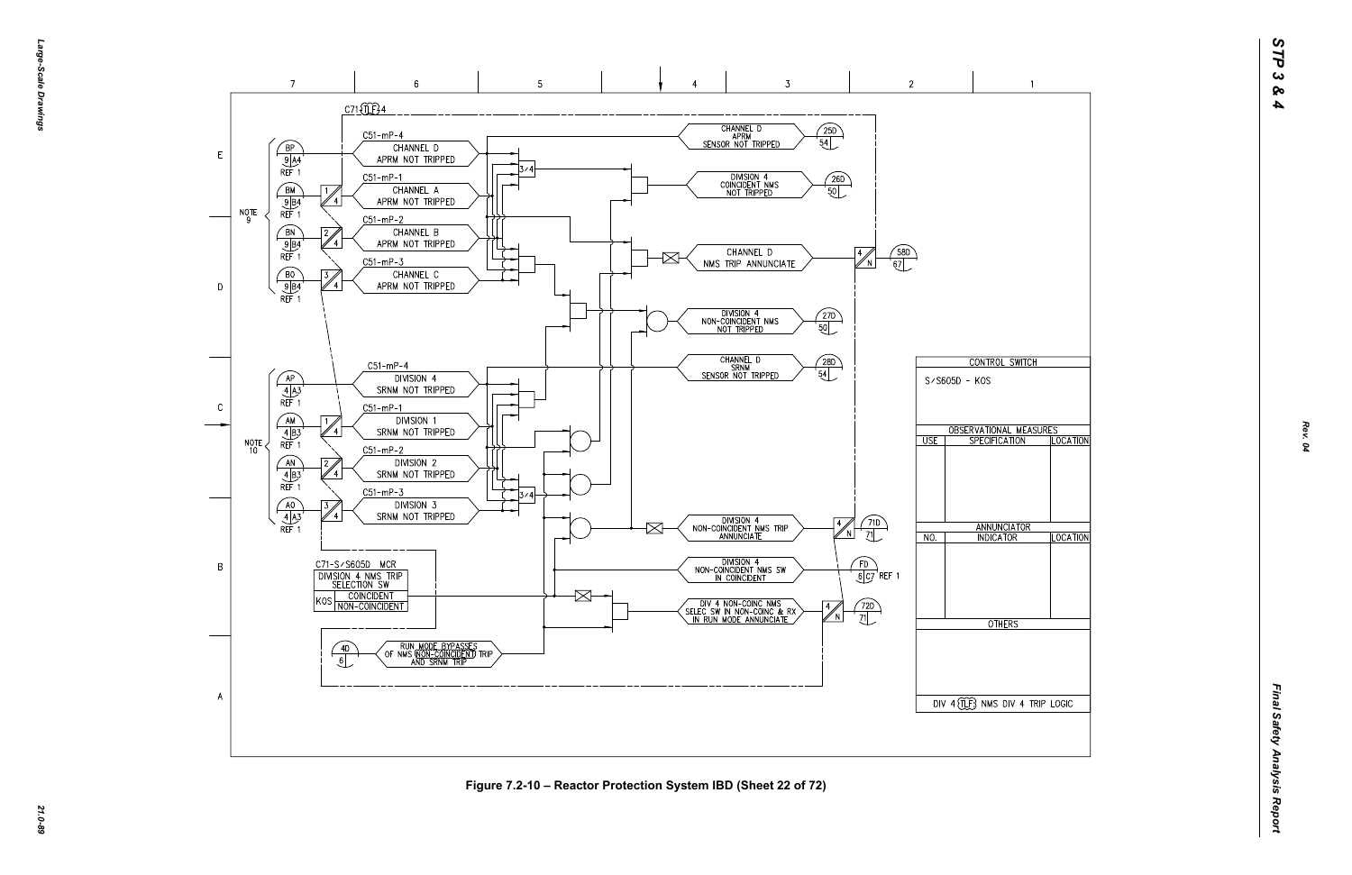Figure 7.2-10 – Reactor Protection System IBD (Sheet 22 of 72)

| CONTROL SWITCH | | |
| --- | --- | --- |
| S/S605D - KOS | | |
| OBSERVATIONAL MEASURES | | |
| USE | SPECIFICATION | LOCATION |
| | | |
| ANNUNCIATOR | | |
| NO. | INDICATOR | LOCATION |
| | | |
| OTHERS | | |
| | | |
| DIV 4 (TLF) NMS DIV 4 TRIP LOGIC | | |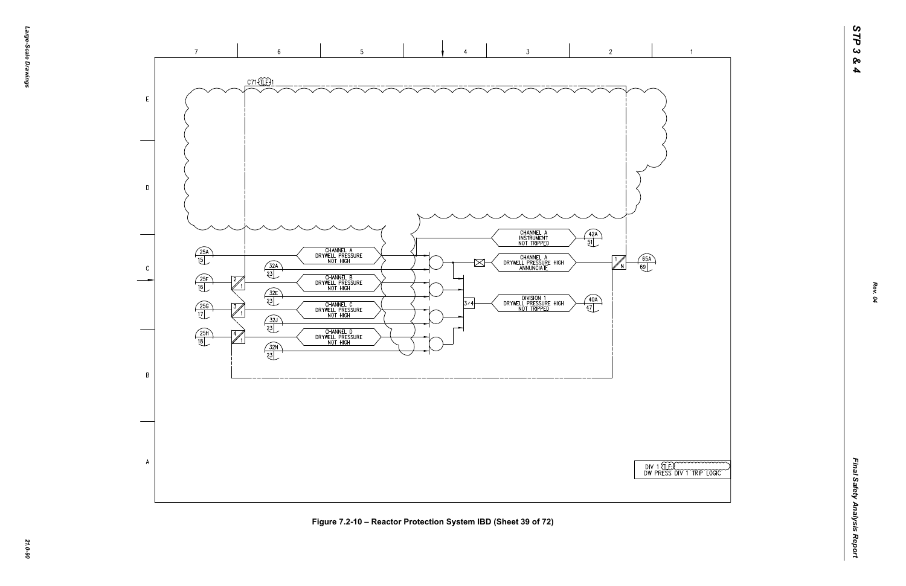C71-(TLF)-1

| Ref | Sheet | Signal |
|---|---|---|
| 25A | 15 | CHANNEL A DRYWELL PRESSURE NOT HIGH |
| 25F | 16 | CHANNEL B DRYWELL PRESSURE NOT HIGH |
| 25G | 17 | CHANNEL C DRYWELL PRESSURE NOT HIGH |
| 25H | 18 | CHANNEL D DRYWELL PRESSURE NOT HIGH |
| 32A | 23 | |
| 32E | 23 | |
| 32J | 23 | |
| 32N | 23 | |
| 42A | 51 | CHANNEL A INSTRUMENT NOT TRIPPED |
| 65A | 69 | CHANNEL A DRYWELL PRESSURE HIGH ANNUNCIATE |
| 40A | 47 | DIVISION 1 DRYWELL PRESSURE HIGH NOT TRIPPED (3/4) |

DIV 1 (TLF) DW PRESS DIV 1 TRIP LOGIC

Figure 7.2-10 – Reactor Protection System IBD (Sheet 39 of 72)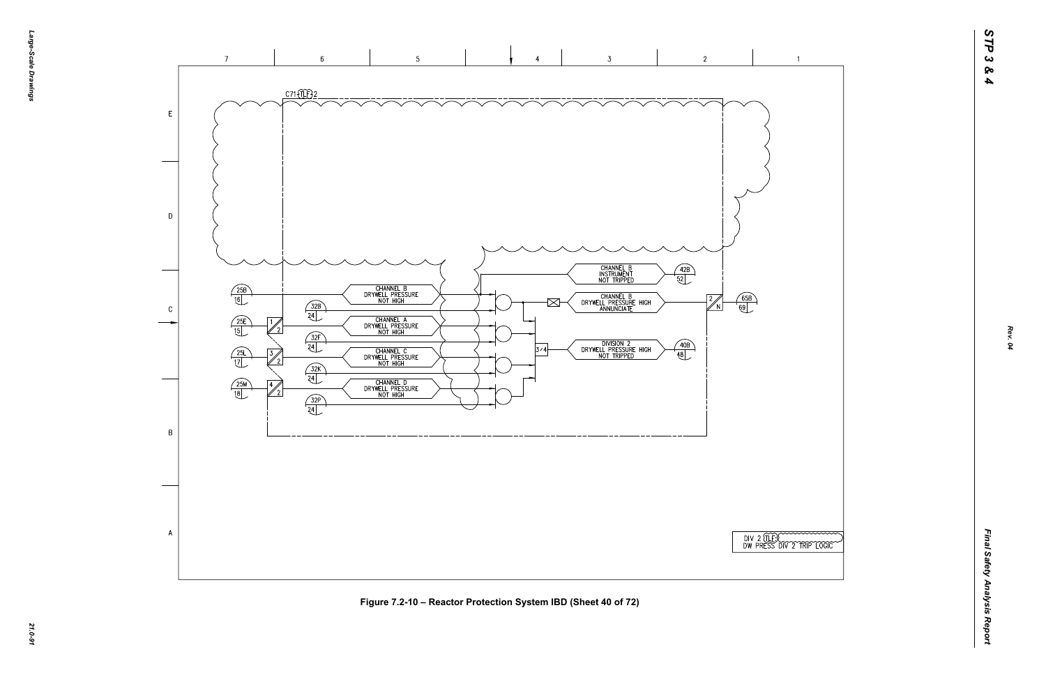C71-(TLF)-2

(25B) 16 — CHANNEL B DRYWELL PRESSURE NOT HIGH

(32B) 24

(25E) 15 — 1/2 — CHANNEL A DRYWELL PRESSURE NOT HIGH

(32F) 24

(25L) 17 — 3/2 — CHANNEL C DRYWELL PRESSURE NOT HIGH

(32K) 24

(25M) 18 — 4/2 — CHANNEL D DRYWELL PRESSURE NOT HIGH

(32P) 24

CHANNEL B INSTRUMENT NOT TRIPPED — (42B) 52

CHANNEL B DRYWELL PRESSURE HIGH ANNUNCIATE — 2/N — (65B) 69

3/4 — DIVISION 2 DRYWELL PRESSURE HIGH NOT TRIPPED — (40B) 48

DIV 2 (TLF)
DW PRESS DIV 2 TRIP LOGIC

Figure 7.2-10 – Reactor Protection System IBD (Sheet 40 of 72)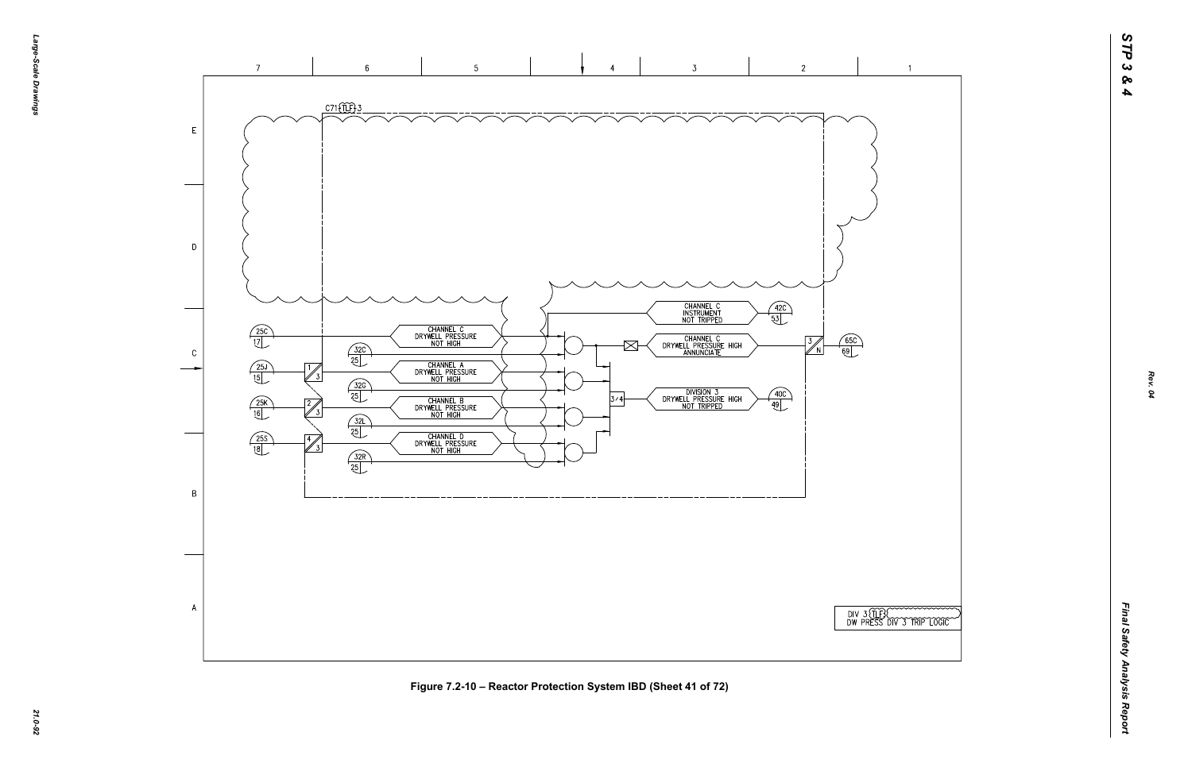C71 TLF 3

CHANNEL C DRYWELL PRESSURE NOT HIGH

CHANNEL A DRYWELL PRESSURE NOT HIGH

CHANNEL B DRYWELL PRESSURE NOT HIGH

CHANNEL D DRYWELL PRESSURE NOT HIGH

CHANNEL C INSTRUMENT NOT TRIPPED

CHANNEL C DRYWELL PRESSURE HIGH ANNUNCIATE

DIVISION 3 DRYWELL PRESSURE HIGH NOT TRIPPED

DIV 3 TLF
DW PRESS DIV 3 TRIP LOGIC

Figure 7.2-10 – Reactor Protection System IBD (Sheet 41 of 72)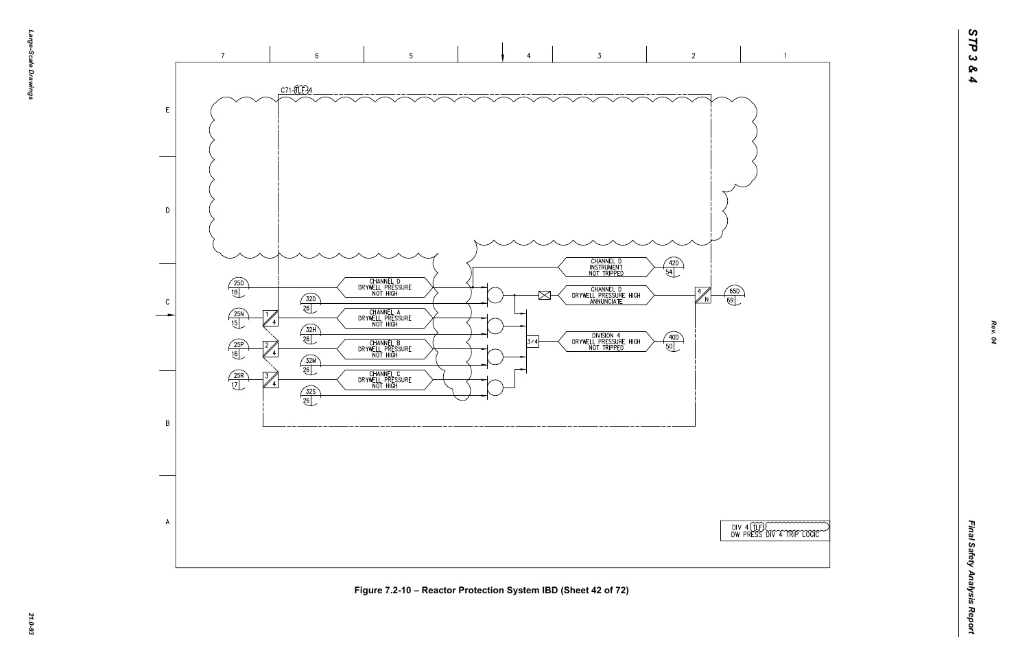C71-TLF-4

CHANNEL D
INSTRUMENT
NOT TRIPPED

42D
54

25D
18

CHANNEL D
DRYWELL PRESSURE
NOT HIGH

CHANNEL D
DRYWELL PRESSURE HIGH
ANNUNCIATE

4
N

65D
69

32D
26

25N
15

1
4

CHANNEL A
DRYWELL PRESSURE
NOT HIGH

32H
26

3/4

DIVISION 4
DRYWELL PRESSURE HIGH
NOT TRIPPED

40D
50

25P
16

2
4

CHANNEL B
DRYWELL PRESSURE
NOT HIGH

32M
26

25R
17

3
4

CHANNEL C
DRYWELL PRESSURE
NOT HIGH

32S
26

DIV 4 TLF
DW PRESS DIV 4 TRIP LOGIC

Figure 7.2-10 – Reactor Protection System IBD (Sheet 42 of 72)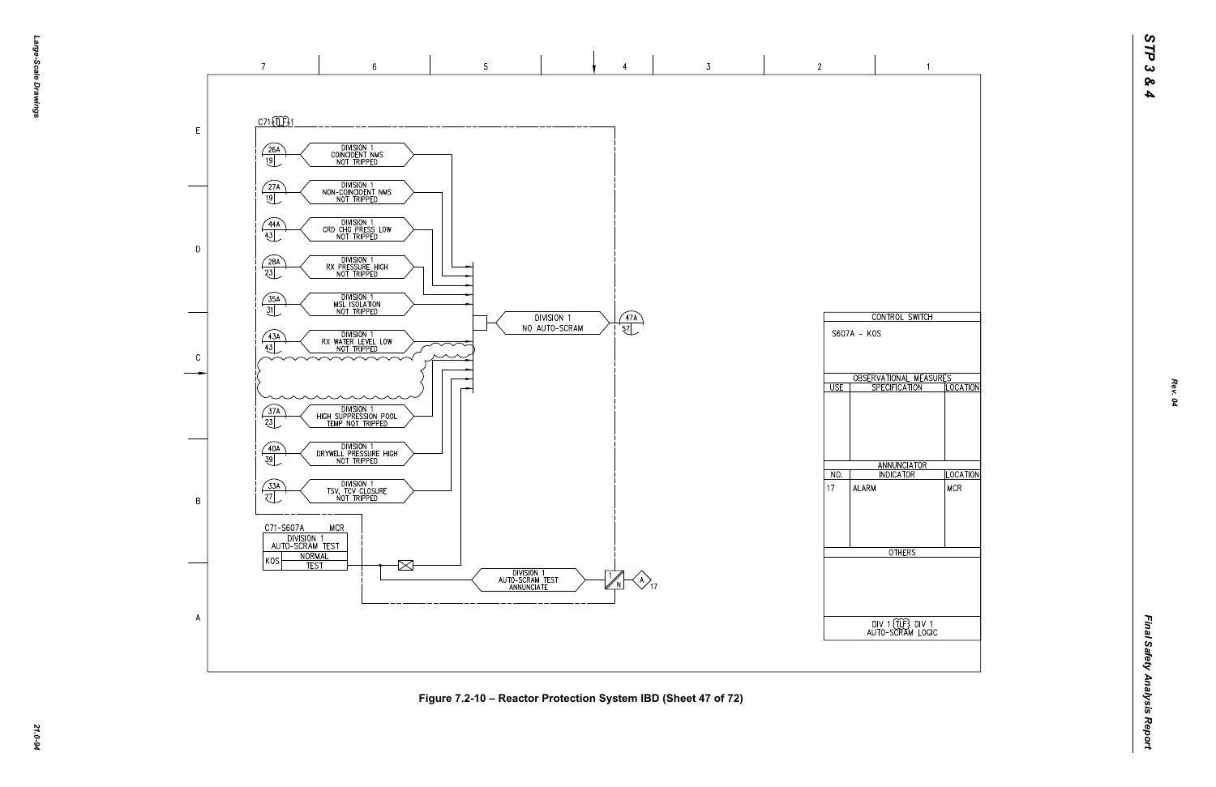C71-TLF-1

| | |
|---|---|
| 26A / 19 | DIVISION 1 COINCIDENT NMS NOT TRIPPED |
| 27A / 19 | DIVISION 1 NON-COINCIDENT NMS NOT TRIPPED |
| 44A / 43 | DIVISION 1 CRD CHG PRESS LOW NOT TRIPPED |
| 28A / 23 | DIVISION 1 RX PRESSURE HIGH NOT TRIPPED |
| 35A / 31 | DIVISION 1 MSL ISOLATION NOT TRIPPED |
| 43A / 43 | DIVISION 1 RX WATER LEVEL LOW NOT TRIPPED |
| 37A / 23 | DIVISION 1 HIGH SUPPRESSION POOL TEMP NOT TRIPPED |
| 40A / 39 | DIVISION 1 DRYWELL PRESSURE HIGH NOT TRIPPED |
| 33A / 27 | DIVISION 1 TSV, TCV CLOSURE NOT TRIPPED |

DIVISION 1 NO AUTO-SCRAM → 47A / 57

C71-S607A MCR

DIVISION 1 AUTO-SCRAM TEST

KOS: NORMAL / TEST

DIVISION 1 AUTO-SCRAM TEST ANNUNCIATE → 1/N → A 17

| CONTROL SWITCH | | |
|---|---|---|
| S607A - KOS | | |
| **OBSERVATIONAL MEASURES** | | |
| USE | SPECIFICATION | LOCATION |
| | | |
| **ANNUNCIATOR** | | |
| NO. | INDICATOR | LOCATION |
| 17 | ALARM | MCR |
| **OTHERS** | | |
| | | |
| DIV 1 TLF DIV 1 AUTO-SCRAM LOGIC | | |

Figure 7.2-10 – Reactor Protection System IBD (Sheet 47 of 72)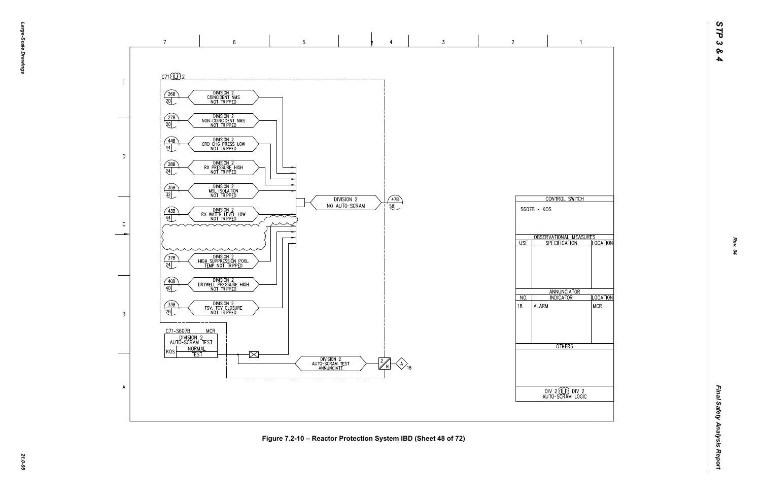C71-TLF-2

| | |
|---|---|
| 26B / 20 | DIVISION 2 COINCIDENT NMS NOT TRIPPED |
| 27B / 20 | DIVISION 2 NON-COINCIDENT NMS NOT TRIPPED |
| 44B / 44 | DIVISION 2 CRD CHG PRESS LOW NOT TRIPPED |
| 28B / 24 | DIVISION 2 RX PRESSURE HIGH NOT TRIPPED |
| 35B / 32 | DIVISION 2 MSL ISOLATION NOT TRIPPED |
| 43B / 44 | DIVISION 2 RX WATER LEVEL LOW NOT TRIPPED |
| 37B / 24 | DIVISION 2 HIGH SUPPRESSION POOL TEMP NOT TRIPPED |
| 40B / 40 | DIVISION 2 DRYWELL PRESSURE HIGH NOT TRIPPED |
| 33B / 28 | DIVISION 2 TSV, TCV CLOSURE NOT TRIPPED |

DIVISION 2 NO AUTO-SCRAM → 47B / 58

C71-S607B MCR

| DIVISION 2 AUTO-SCRAM TEST | |
|---|---|
| KOS | NORMAL |
| | TEST |

DIVISION 2 AUTO-SCRAM TEST ANNUNCIATE → 2/N → A 18

| CONTROL SWITCH | | |
|---|---|---|
| S607B - KOS | | |
| **OBSERVATIONAL MEASURES** | | |
| USE | SPECIFICATION | LOCATION |
| | | |
| **ANNUNCIATOR** | | |
| NO. | INDICATOR | LOCATION |
| 18 | ALARM | MCR |
| **OTHERS** | | |
| | | |
| DIV 2 TLF DIV 2 AUTO-SCRAM LOGIC | | |

Figure 7.2-10 – Reactor Protection System IBD (Sheet 48 of 72)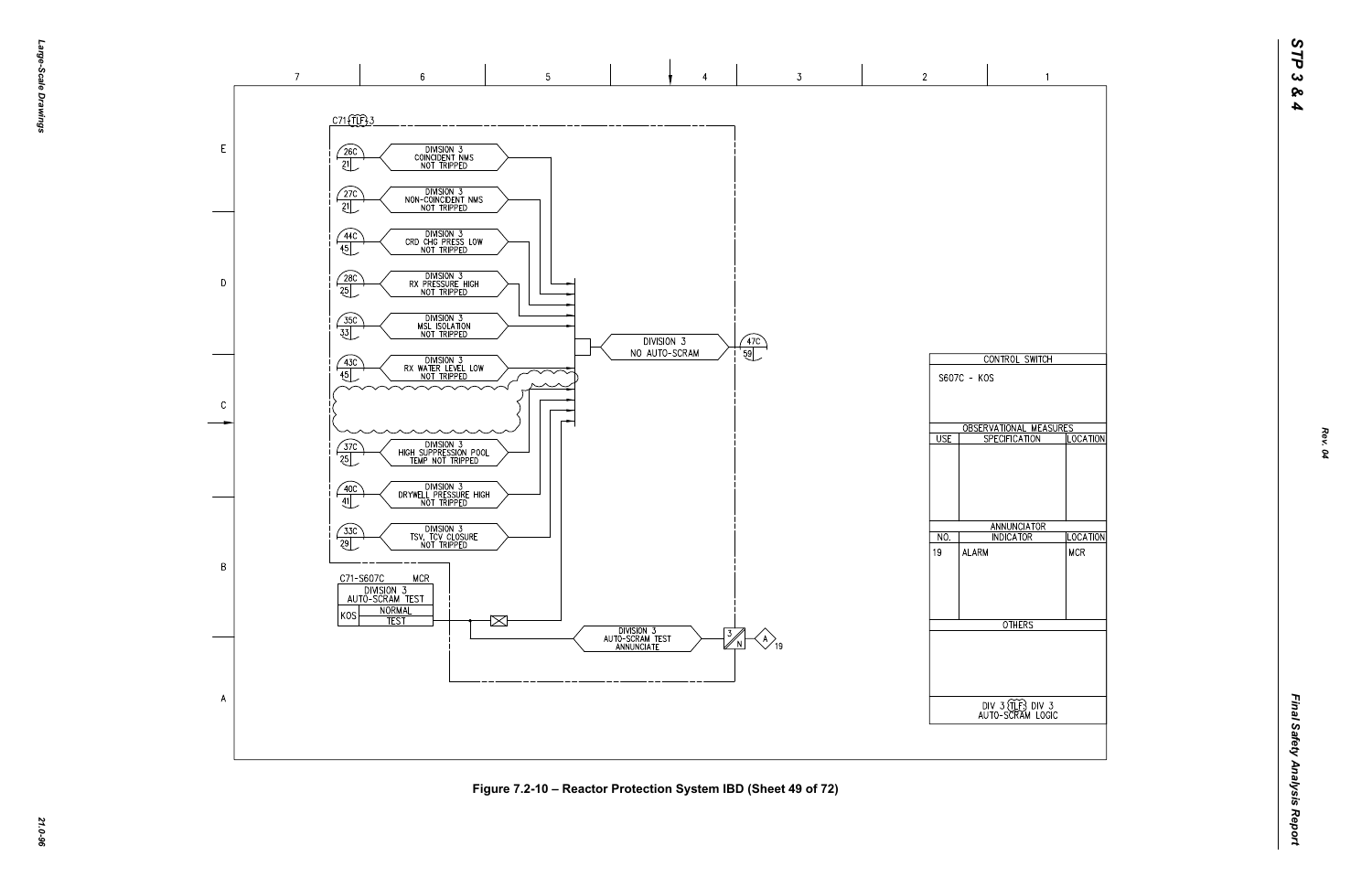C71-TLF-3

| Ref | Signal |
| --- | --- |
| 26C / 21 | DIVISION 3 COINCIDENT NMS NOT TRIPPED |
| 27C / 21 | DIVISION 3 NON-COINCIDENT NMS NOT TRIPPED |
| 44C / 45 | DIVISION 3 CRD CHG PRESS LOW NOT TRIPPED |
| 28C / 25 | DIVISION 3 RX PRESSURE HIGH NOT TRIPPED |
| 35C / 33 | DIVISION 3 MSL ISOLATION NOT TRIPPED |
| 43C / 45 | DIVISION 3 RX WATER LEVEL LOW NOT TRIPPED |
| 37C / 25 | DIVISION 3 HIGH SUPPRESSION POOL TEMP NOT TRIPPED |
| 40C / 41 | DIVISION 3 DRYWELL PRESSURE HIGH NOT TRIPPED |
| 33C / 29 | DIVISION 3 TSV, TCV CLOSURE NOT TRIPPED |

DIVISION 3 NO AUTO-SCRAM — 47C / 59

C71-S607C MCR

DIVISION 3 AUTO-SCRAM TEST

| KOS | NORMAL |
| --- | --- |
| | TEST |

DIVISION 3 AUTO-SCRAM TEST ANNUNCIATE — 3/N — A 19

| CONTROL SWITCH | | |
| --- | --- | --- |
| S607C - KOS | | |
| OBSERVATIONAL MEASURES | | |
| USE | SPECIFICATION | LOCATION |
| | | |
| ANNUNCIATOR | | |
| NO. | INDICATOR | LOCATION |
| 19 | ALARM | MCR |
| OTHERS | | |
| | | |

DIV 3 TLF DIV 3 AUTO-SCRAM LOGIC

Figure 7.2-10 – Reactor Protection System IBD (Sheet 49 of 72)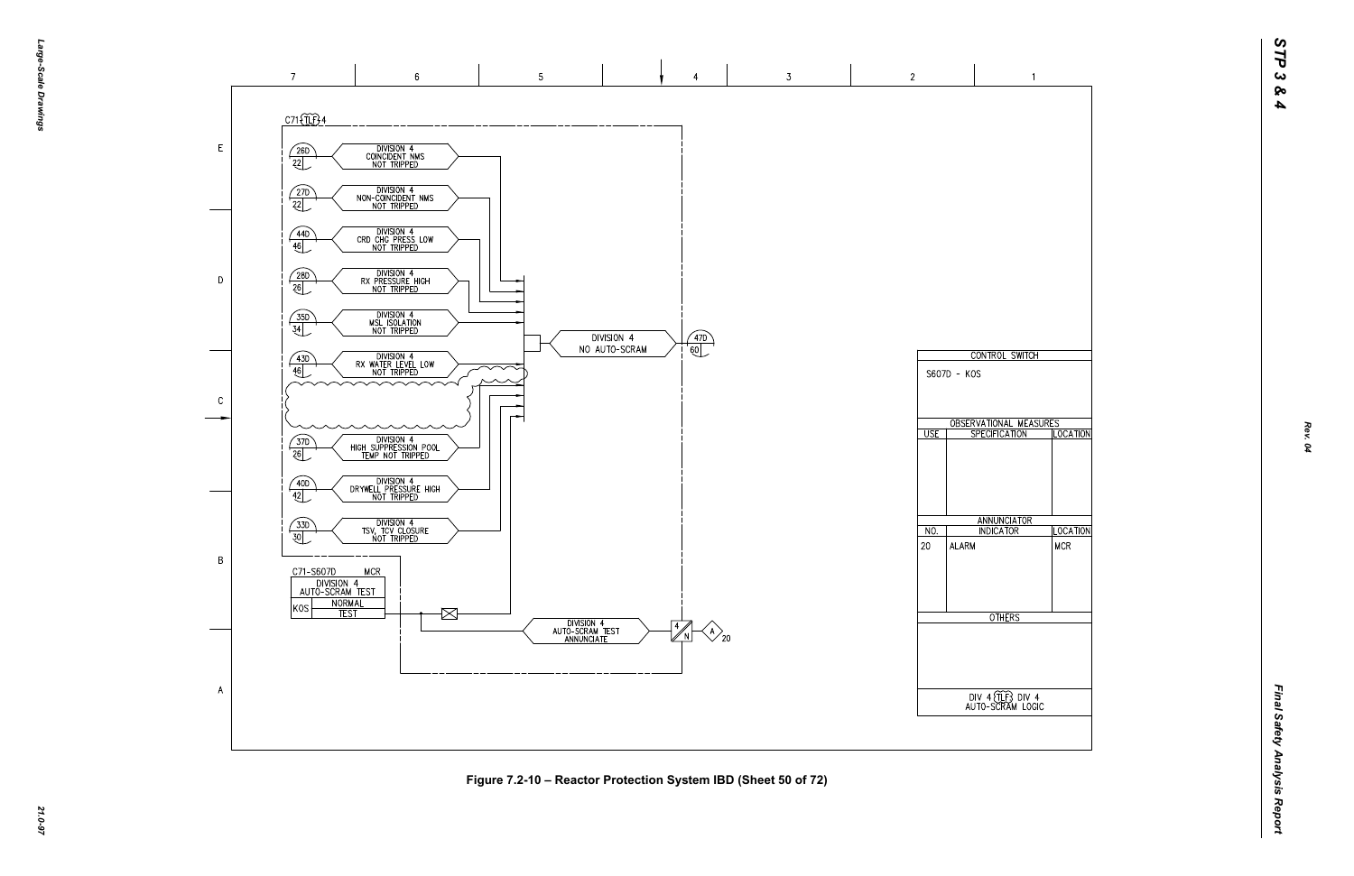C71 TLF 4

| 26D / 22 | DIVISION 4 COINCIDENT NMS NOT TRIPPED |
|---|---|
| 27D / 22 | DIVISION 4 NON-COINCIDENT NMS NOT TRIPPED |
| 44D / 46 | DIVISION 4 CRD CHG PRESS LOW NOT TRIPPED |
| 28D / 26 | DIVISION 4 RX PRESSURE HIGH NOT TRIPPED |
| 35D / 34 | DIVISION 4 MSL ISOLATION NOT TRIPPED |
| 43D / 46 | DIVISION 4 RX WATER LEVEL LOW NOT TRIPPED |
| 37D / 26 | DIVISION 4 HIGH SUPPRESSION POOL TEMP NOT TRIPPED |
| 40D / 42 | DIVISION 4 DRYWELL PRESSURE HIGH NOT TRIPPED |
| 33D / 30 | DIVISION 4 TSV, TCV CLOSURE NOT TRIPPED |

DIVISION 4 NO AUTO-SCRAM — 47D / 60

C71-S607D MCR

| DIVISION 4 AUTO-SCRAM TEST | |
|---|---|
| KOS | NORMAL |
| | TEST |

DIVISION 4 AUTO-SCRAM TEST ANNUNCIATE — 4/N — A 20

| CONTROL SWITCH | | |
|---|---|---|
| S607D - KOS | | |
| **OBSERVATIONAL MEASURES** | | |
| USE | SPECIFICATION | LOCATION |
| | | |
| **ANNUNCIATOR** | | |
| NO. | INDICATOR | LOCATION |
| 20 | ALARM | MCR |
| **OTHERS** | | |
| | | |

DIV 4 TLF DIV 4 AUTO-SCRAM LOGIC

Figure 7.2-10 – Reactor Protection System IBD (Sheet 50 of 72)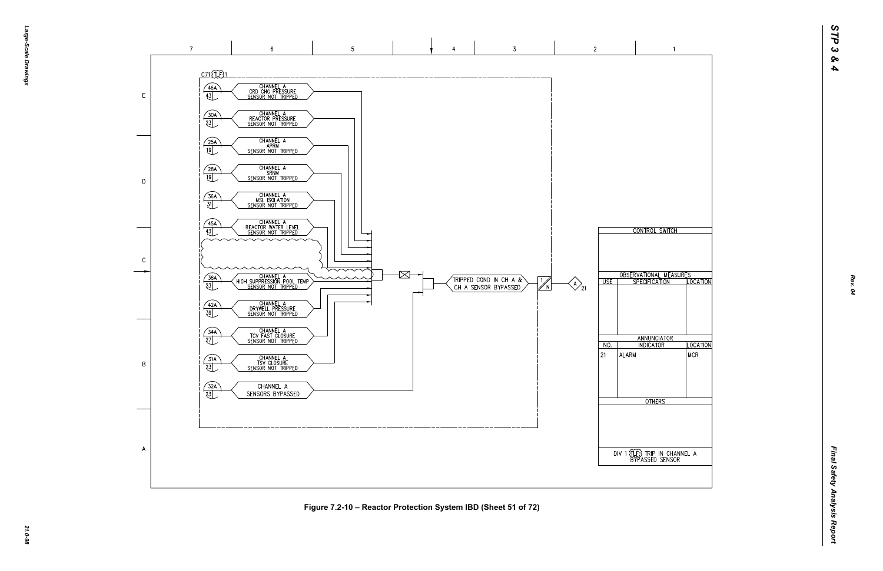C71 (TLF) 1

| Ref | Sheet | Signal |
|---|---|---|
| 46A | 43 | CHANNEL A CRD CHG PRESSURE SENSOR NOT TRIPPED |
| 30A | 23 | CHANNEL A REACTOR PRESSURE SENSOR NOT TRIPPED |
| 25A | 19 | CHANNEL A APRM SENSOR NOT TRIPPED |
| 28A | 19 | CHANNEL A SRNM SENSOR NOT TRIPPED |
| 36A | 31 | CHANNEL A MSL ISOLATION SENSOR NOT TRIPPED |
| 45A | 43 | CHANNEL A REACTOR WATER LEVEL SENSOR NOT TRIPPED |
| 38A | 23 | CHANNEL A HIGH SUPPRESSION POOL TEMP SENSOR NOT TRIPPED |
| 42A | 39 | CHANNEL A DRYWELL PRESSURE SENSOR NOT TRIPPED |
| 34A | 27 | CHANNEL A TCV FAST CLOSURE SENSOR NOT TRIPPED |
| 31A | 23 | CHANNEL A TSV CLOSURE SENSOR NOT TRIPPED |
| 32A | 23 | CHANNEL A SENSORS BYPASSED |

TRIPPED COND IN CH A & CH A SENSOR BYPASSED — 1/N — A 21

| CONTROL SWITCH | | |
|---|---|---|
| | | |
| **OBSERVATIONAL MEASURES** | | |
| USE | SPECIFICATION | LOCATION |
| | | |
| **ANNUNCIATOR** | | |
| NO. | INDICATOR | LOCATION |
| 21 | ALARM | MCR |
| **OTHERS** | | |
| DIV 1 (TLF) TRIP IN CHANNEL A BYPASSED SENSOR | | |

Figure 7.2-10 – Reactor Protection System IBD (Sheet 51 of 72)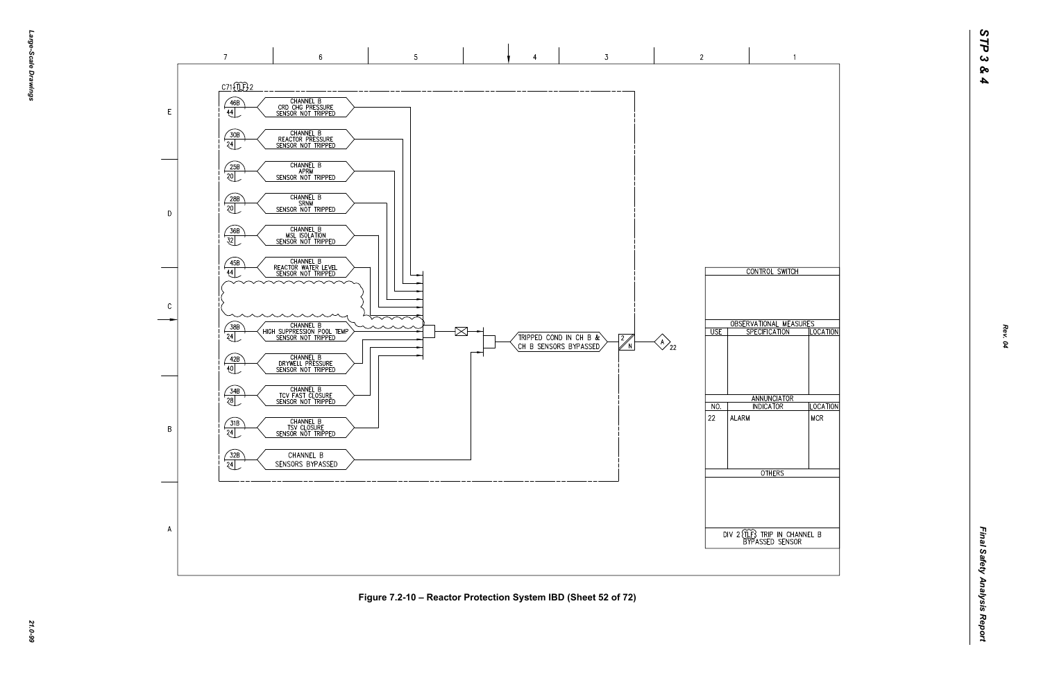C71 TLF 2

| Ref | Sheet | Signal |
|---|---|---|
| 46B | 44 | CHANNEL B CRD CHG PRESSURE SENSOR NOT TRIPPED |
| 30B | 24 | CHANNEL B REACTOR PRESSURE SENSOR NOT TRIPPED |
| 25B | 20 | CHANNEL B APRM SENSOR NOT TRIPPED |
| 28B | 20 | CHANNEL B SRNM SENSOR NOT TRIPPED |
| 36B | 32 | CHANNEL B MSL ISOLATION SENSOR NOT TRIPPED |
| 45B | 44 | CHANNEL B REACTOR WATER LEVEL SENSOR NOT TRIPPED |
| 38B | 24 | CHANNEL B HIGH SUPPRESSION POOL TEMP SENSOR NOT TRIPPED |
| 42B | 40 | CHANNEL B DRYWELL PRESSURE SENSOR NOT TRIPPED |
| 34B | 28 | CHANNEL B TCV FAST CLOSURE SENSOR NOT TRIPPED |
| 31B | 24 | CHANNEL B TSV CLOSURE SENSOR NOT TRIPPED |
| 32B | 24 | CHANNEL B SENSORS BYPASSED |

TRIPPED COND IN CH B & CH B SENSORS BYPASSED

2/N

A 22

| CONTROL SWITCH | | |
|---|---|---|
| | | |
| **OBSERVATIONAL MEASURES** | | |
| USE | SPECIFICATION | LOCATION |
| | | |
| **ANNUNCIATOR** | | |
| NO. | INDICATOR | LOCATION |
| 22 | ALARM | MCR |
| **OTHERS** | | |
| | | |

DIV 2 TLF TRIP IN CHANNEL B BYPASSED SENSOR

Figure 7.2-10 – Reactor Protection System IBD (Sheet 52 of 72)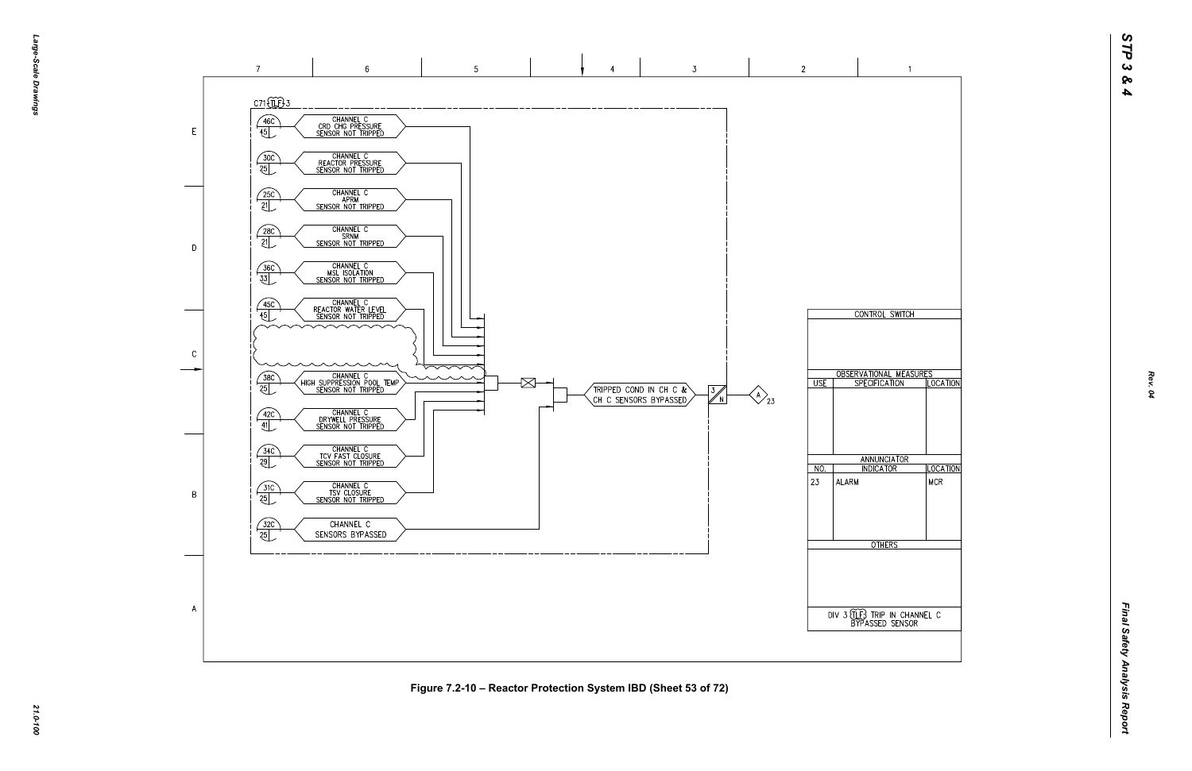C71 TLF 3

| Ref | Input |
|---|---|
| 46C / 45 | CHANNEL C CRD CHG PRESSURE SENSOR NOT TRIPPED |
| 30C / 25 | CHANNEL C REACTOR PRESSURE SENSOR NOT TRIPPED |
| 25C / 21 | CHANNEL C APRM SENSOR NOT TRIPPED |
| 28C / 21 | CHANNEL C SRNM SENSOR NOT TRIPPED |
| 36C / 33 | CHANNEL C MSL ISOLATION SENSOR NOT TRIPPED |
| 45C / 45 | CHANNEL C REACTOR WATER LEVEL SENSOR NOT TRIPPED |
| 38C / 25 | CHANNEL C HIGH SUPPRESSION POOL TEMP SENSOR NOT TRIPPED |
| 42C / 41 | CHANNEL C DRYWELL PRESSURE SENSOR NOT TRIPPED |
| 34C / 29 | CHANNEL C TCV FAST CLOSURE SENSOR NOT TRIPPED |
| 31C / 25 | CHANNEL C TSV CLOSURE SENSOR NOT TRIPPED |
| 32C / 25 | CHANNEL C SENSORS BYPASSED |

TRIPPED COND IN CH C & CH C SENSORS BYPASSED → 3/N → A 23

| CONTROL SWITCH | | |
|---|---|---|
| | | |

| OBSERVATIONAL MEASURES | | |
|---|---|---|
| USE | SPECIFICATION | LOCATION |
| | | |

| ANNUNCIATOR | | |
|---|---|---|
| NO. | INDICATOR | LOCATION |
| 23 | ALARM | MCR |

| OTHERS |
|---|
| |

DIV 3 TLF TRIP IN CHANNEL C BYPASSED SENSOR

Figure 7.2-10 – Reactor Protection System IBD (Sheet 53 of 72)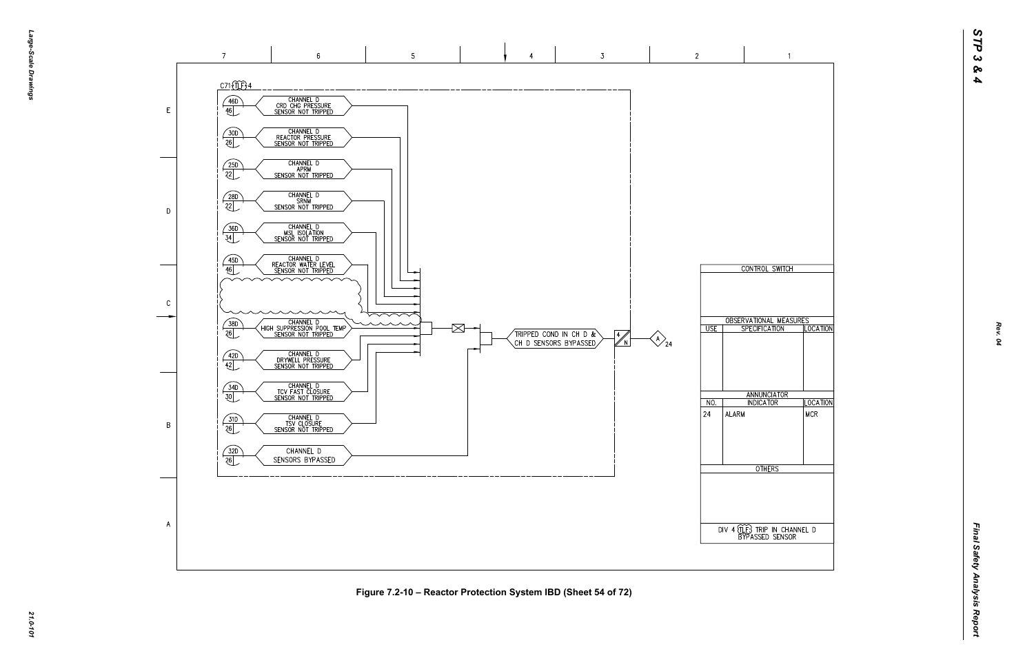C71-TLF-4

| Ref | Signal |
|---|---|
| 46D / 46 | CHANNEL D CRD CHG PRESSURE SENSOR NOT TRIPPED |
| 30D / 26 | CHANNEL D REACTOR PRESSURE SENSOR NOT TRIPPED |
| 25D / 22 | CHANNEL D APRM SENSOR NOT TRIPPED |
| 28D / 22 | CHANNEL D SRNM SENSOR NOT TRIPPED |
| 36D / 34 | CHANNEL D MSL ISOLATION SENSOR NOT TRIPPED |
| 45D / 46 | CHANNEL D REACTOR WATER LEVEL SENSOR NOT TRIPPED |
| 38D / 26 | CHANNEL D HIGH SUPPRESSION POOL TEMP SENSOR NOT TRIPPED |
| 42D / 42 | CHANNEL D DRYWELL PRESSURE SENSOR NOT TRIPPED |
| 34D / 30 | CHANNEL D TCV FAST CLOSURE SENSOR NOT TRIPPED |
| 31D / 26 | CHANNEL D TSV CLOSURE SENSOR NOT TRIPPED |
| 32D / 26 | CHANNEL D SENSORS BYPASSED |

TRIPPED COND IN CH D & CH D SENSORS BYPASSED → 4/N → A 24

| CONTROL SWITCH | | |
|---|---|---|
| | | |

| OBSERVATIONAL MEASURES | | |
|---|---|---|
| USE | SPECIFICATION | LOCATION |
| | | |

| ANNUNCIATOR | | |
|---|---|---|
| NO. | INDICATOR | LOCATION |
| 24 | ALARM | MCR |

| OTHERS |
|---|
| |

DIV 4 TLF TRIP IN CHANNEL D BYPASSED SENSOR

Figure 7.2-10 – Reactor Protection System IBD (Sheet 54 of 72)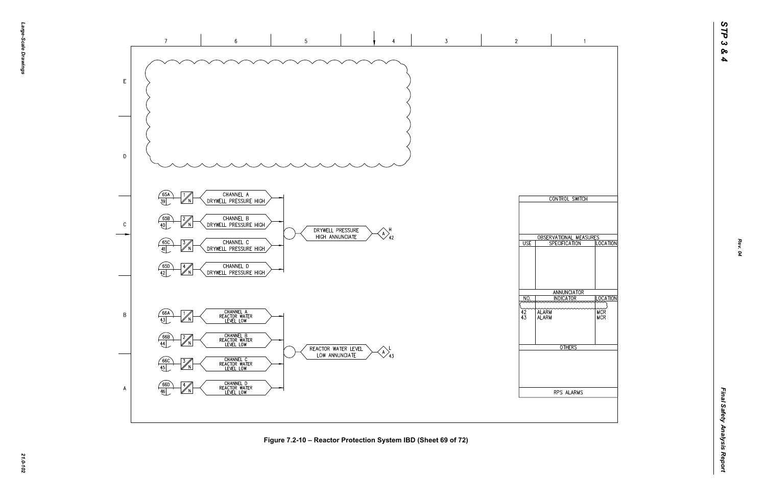CHANNEL A DRYWELL PRESSURE HIGH (65A, 39)

CHANNEL B DRYWELL PRESSURE HIGH (65B, 40)

CHANNEL C DRYWELL PRESSURE HIGH (65C, 41)

CHANNEL D DRYWELL PRESSURE HIGH (65D, 42)

DRYWELL PRESSURE HIGH ANNUNCIATE — A H 42

CHANNEL A REACTOR WATER LEVEL LOW (66A, 43)

CHANNEL B REACTOR WATER LEVEL LOW (66B, 44)

CHANNEL C REACTOR WATER LEVEL LOW (66C, 45)

CHANNEL D REACTOR WATER LEVEL LOW (66D, 46)

REACTOR WATER LEVEL LOW ANNUNCIATE — A L 43

| CONTROL SWITCH | | |
|---|---|---|
| | | |
| **OBSERVATIONAL MEASURES** | | |
| USE | SPECIFICATION | LOCATION |
| | | |
| **ANNUNCIATOR** | | |
| NO. | INDICATOR | LOCATION |
| 42 | ALARM | MCR |
| 43 | ALARM | MCR |
| **OTHERS** | | |
| | | |
| **RPS ALARMS** | | |

Figure 7.2-10 – Reactor Protection System IBD (Sheet 69 of 72)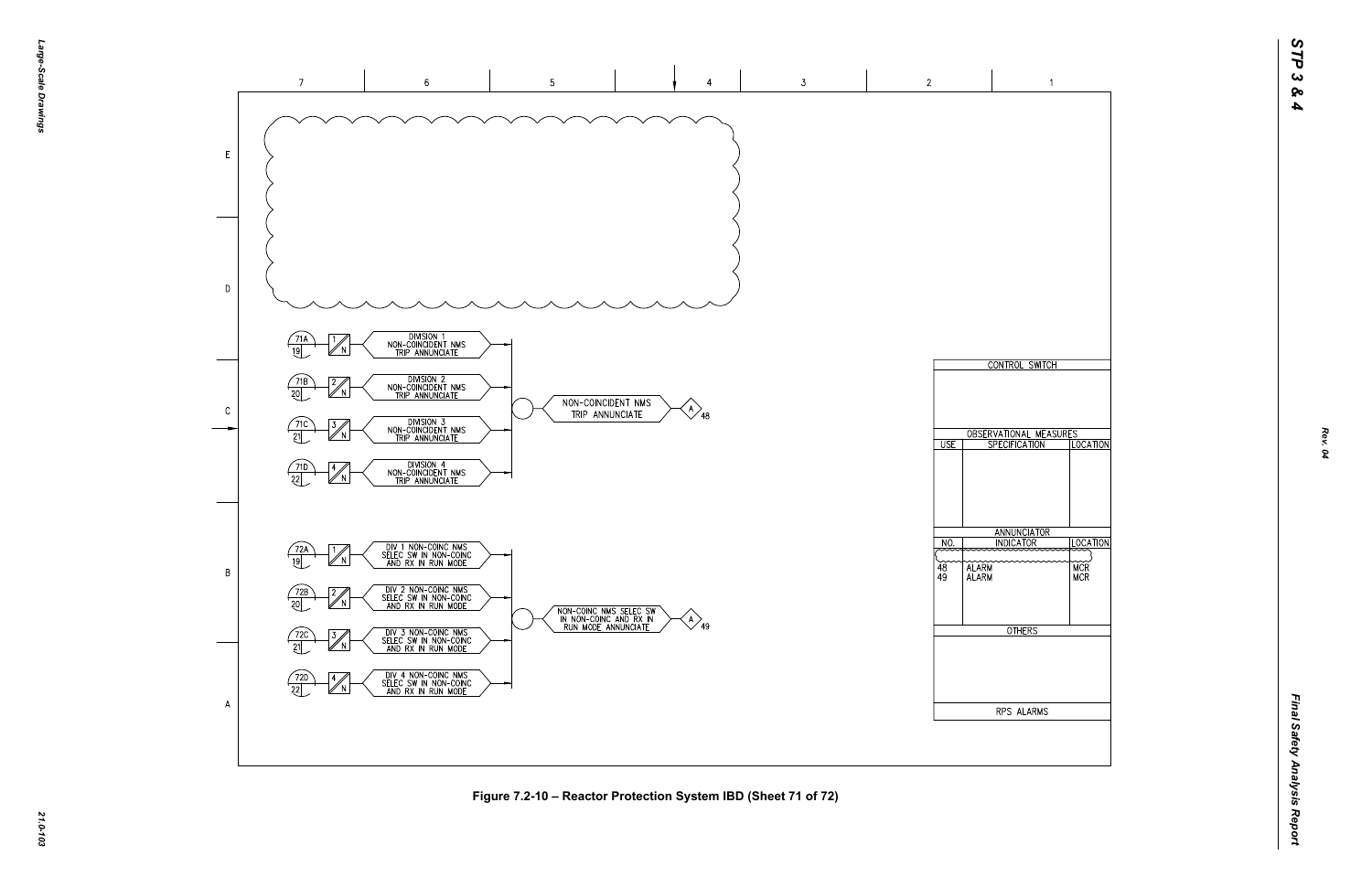DIVISION 1 NON-COINCIDENT NMS TRIP ANNUNCIATE

DIVISION 2 NON-COINCIDENT NMS TRIP ANNUNCIATE

DIVISION 3 NON-COINCIDENT NMS TRIP ANNUNCIATE

DIVISION 4 NON-COINCIDENT NMS TRIP ANNUNCIATE

NON-COINCIDENT NMS TRIP ANNUNCIATE

DIV 1 NON-COINC NMS SELEC SW IN NON-COINC AND RX IN RUN MODE

DIV 2 NON-COINC NMS SELEC SW IN NON-COINC AND RX IN RUN MODE

DIV 3 NON-COINC NMS SELEC SW IN NON-COINC AND RX IN RUN MODE

DIV 4 NON-COINC NMS SELEC SW IN NON-COINC AND RX IN RUN MODE

NON-COINC NMS SELEC SW IN NON-COINC AND RX IN RUN MODE ANNUNCIATE

| CONTROL SWITCH | | |
|---|---|---|
| OBSERVATIONAL MEASURES | | |
| USE | SPECIFICATION | LOCATION |
| ANNUNCIATOR | | |
| NO. | INDICATOR | LOCATION |
| 48 | ALARM | MCR |
| 49 | ALARM | MCR |
| OTHERS | | |
| RPS ALARMS | | |

Figure 7.2-10 – Reactor Protection System IBD (Sheet 71 of 72)